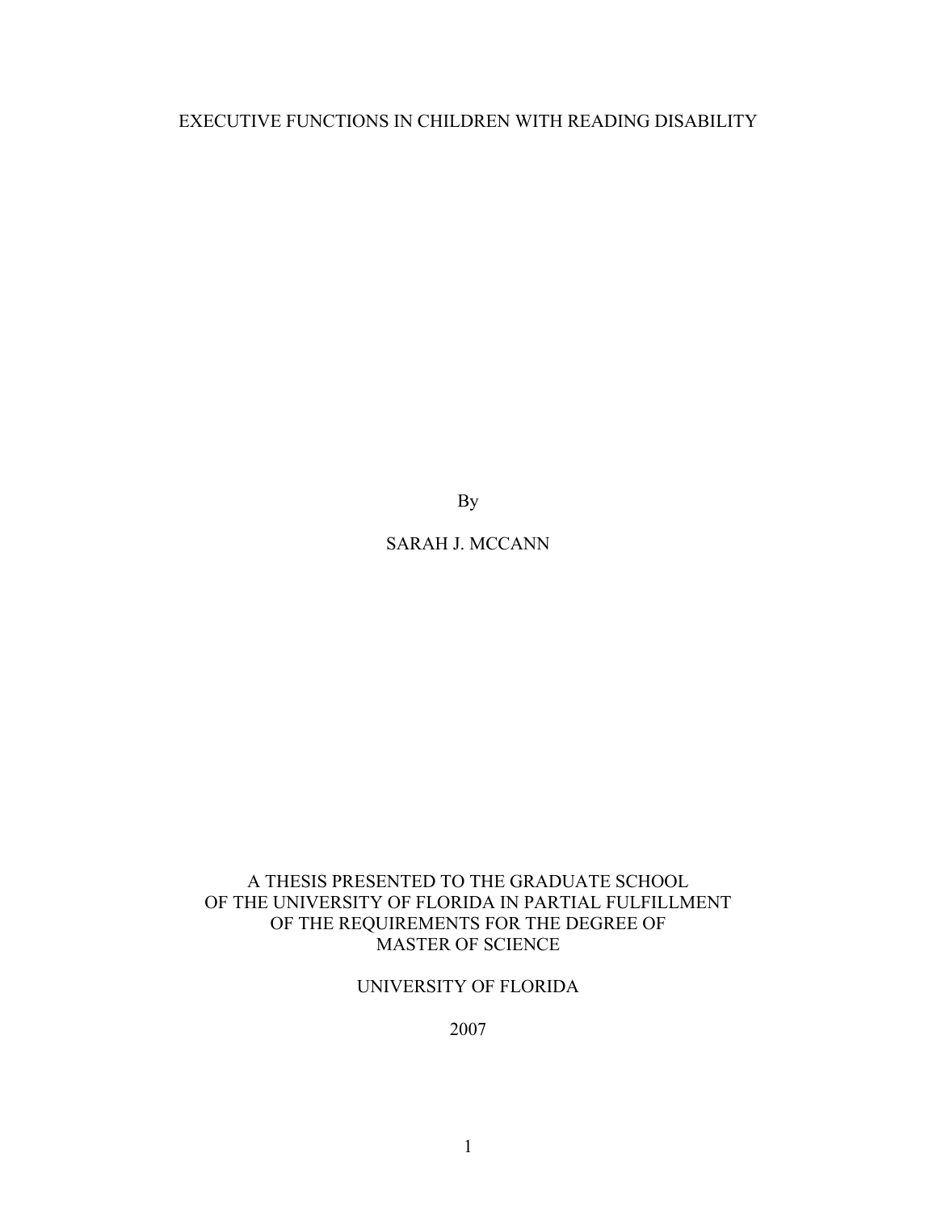# EXECUTIVE FUNCTIONS IN CHILDREN WITH READING DISABILITY

By

SARAH J. MCCANN

A THESIS PRESENTED TO THE GRADUATE SCHOOL
OF THE UNIVERSITY OF FLORIDA IN PARTIAL FULFILLMENT
OF THE REQUIREMENTS FOR THE DEGREE OF
MASTER OF SCIENCE

UNIVERSITY OF FLORIDA

2007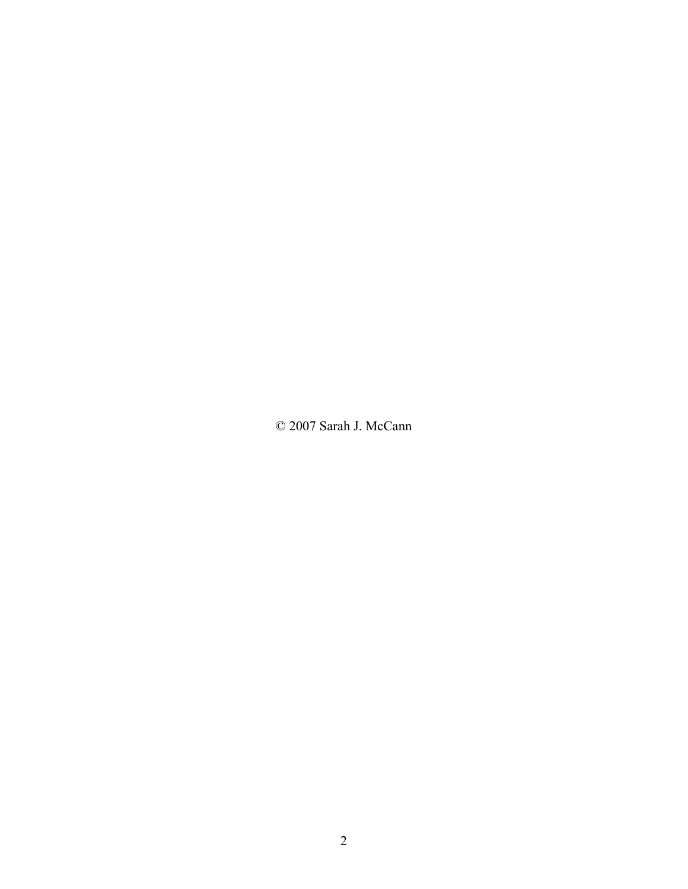© 2007 Sarah J. McCann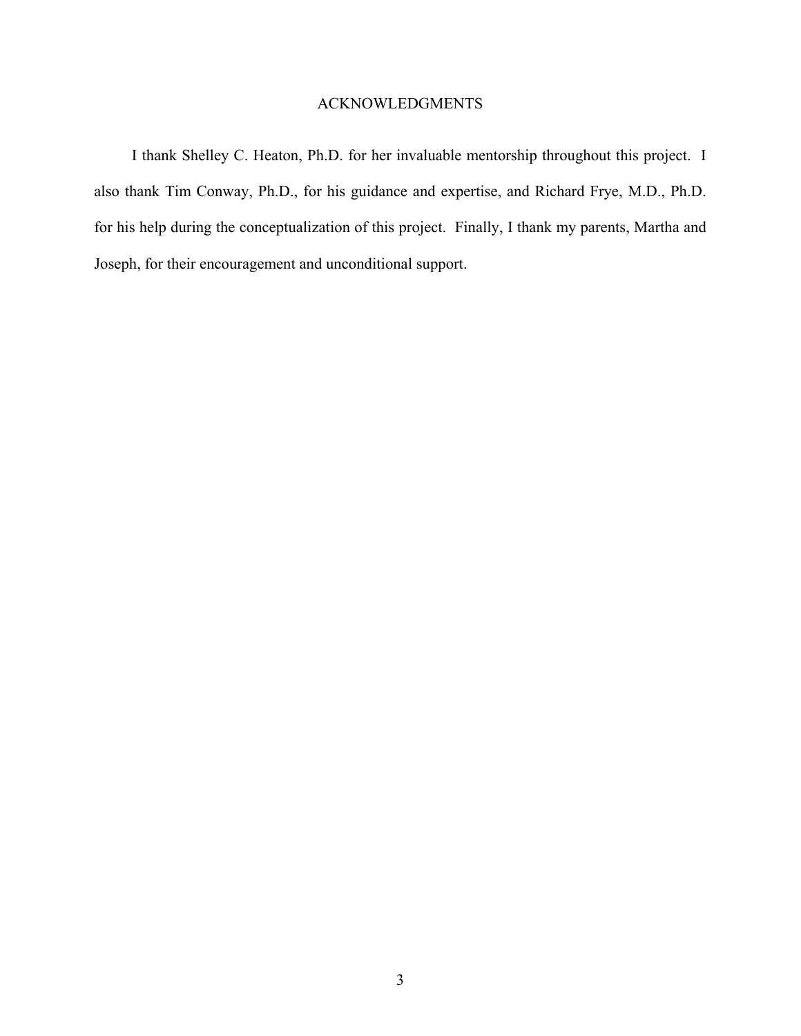## ACKNOWLEDGMENTS

I thank Shelley C. Heaton, Ph.D. for her invaluable mentorship throughout this project. I also thank Tim Conway, Ph.D., for his guidance and expertise, and Richard Frye, M.D., Ph.D. for his help during the conceptualization of this project. Finally, I thank my parents, Martha and Joseph, for their encouragement and unconditional support.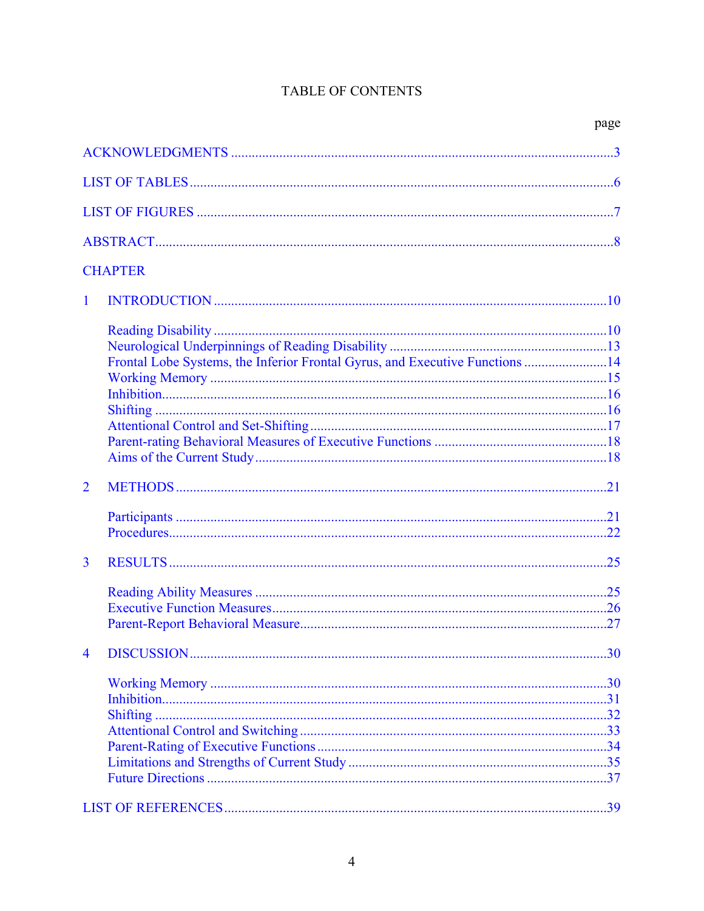# TABLE OF CONTENTS

page

ACKNOWLEDGMENTS ........................................................................................................3

LIST OF TABLES ..................................................................................................................6

LIST OF FIGURES ................................................................................................................7

ABSTRACT ...........................................................................................................................8

CHAPTER

1 INTRODUCTION ..............................................................................................................10

Reading Disability ..............................................................................................................10
Neurological Underpinnings of Reading Disability ...........................................................13
Frontal Lobe Systems, the Inferior Frontal Gyrus, and Executive Functions ....................14
Working Memory ................................................................................................................15
Inhibition .............................................................................................................................16
Shifting ................................................................................................................................16
Attentional Control and Set-Shifting ...................................................................................17
Parent-rating Behavioral Measures of Executive Functions ...............................................18
Aims of the Current Study ...................................................................................................18

2 METHODS ...........................................................................................................................21

Participants ..........................................................................................................................21
Procedures ...........................................................................................................................22

3 RESULTS .............................................................................................................................25

Reading Ability Measures ....................................................................................................25
Executive Function Measures ..............................................................................................26
Parent-Report Behavioral Measure ......................................................................................27

4 DISCUSSION .......................................................................................................................30

Working Memory .................................................................................................................30
Inhibition ..............................................................................................................................31
Shifting .................................................................................................................................32
Attentional Control and Switching ......................................................................................33
Parent-Rating of Executive Functions .................................................................................34
Limitations and Strengths of Current Study ........................................................................35
Future Directions ..................................................................................................................37

LIST OF REFERENCES .........................................................................................................39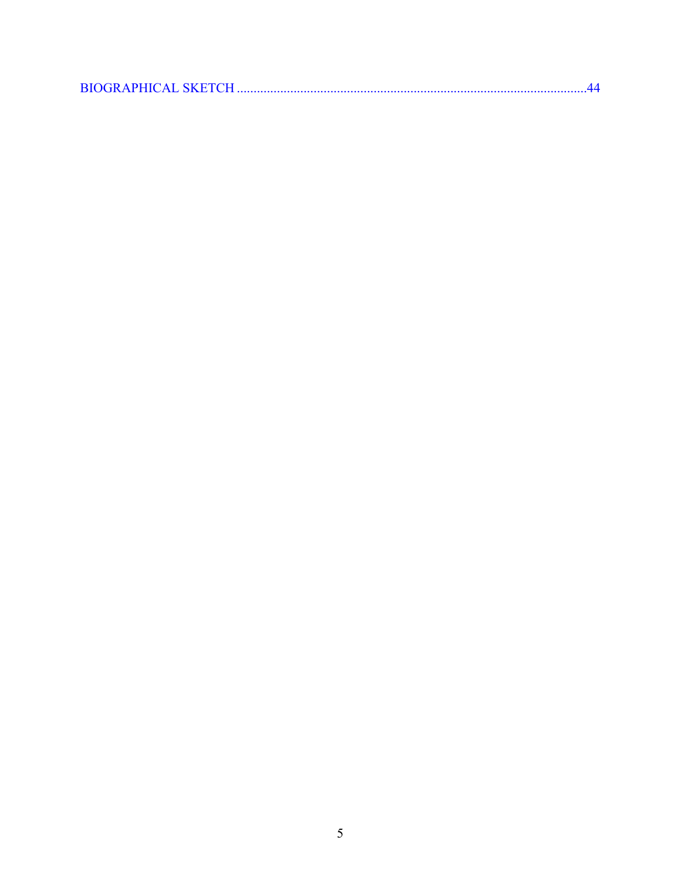BIOGRAPHICAL SKETCH ........................................................................................................44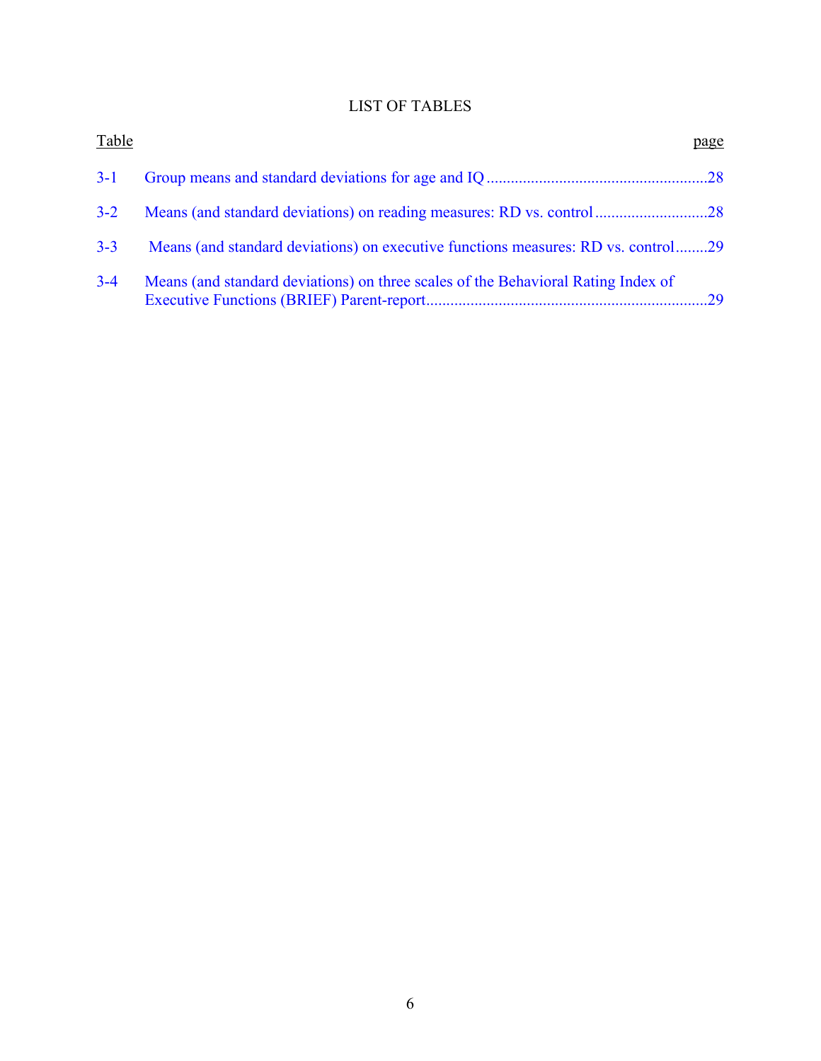# LIST OF TABLES

| Table | | page |
|---|---|---|
| 3-1 | Group means and standard deviations for age and IQ | 28 |
| 3-2 | Means (and standard deviations) on reading measures: RD vs. control | 28 |
| 3-3 | Means (and standard deviations) on executive functions measures: RD vs. control | 29 |
| 3-4 | Means (and standard deviations) on three scales of the Behavioral Rating Index of Executive Functions (BRIEF) Parent-report | 29 |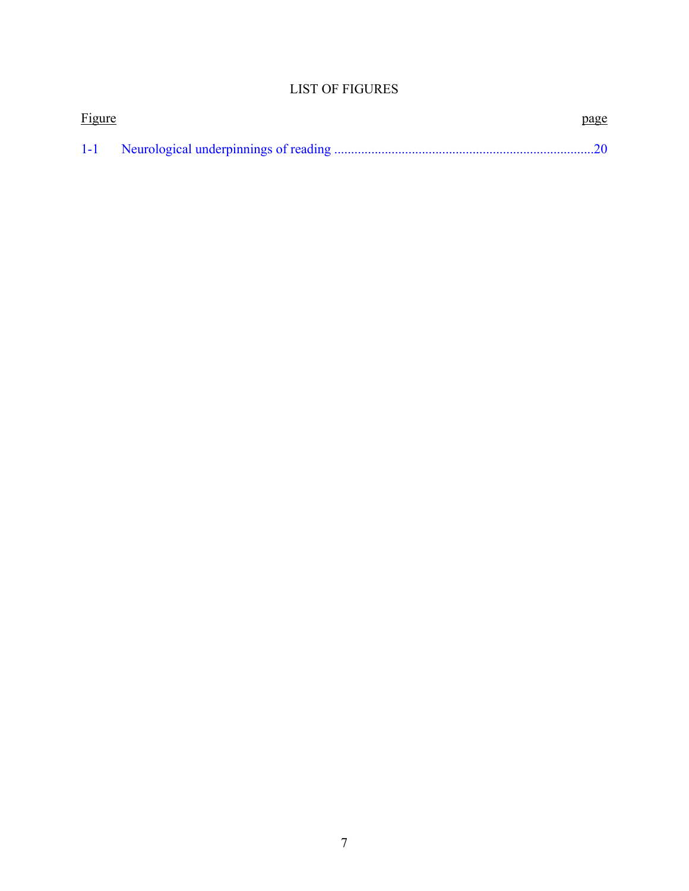# LIST OF FIGURES

| Figure | | page |
| --- | --- | --- |
| 1-1 | Neurological underpinnings of reading | 20 |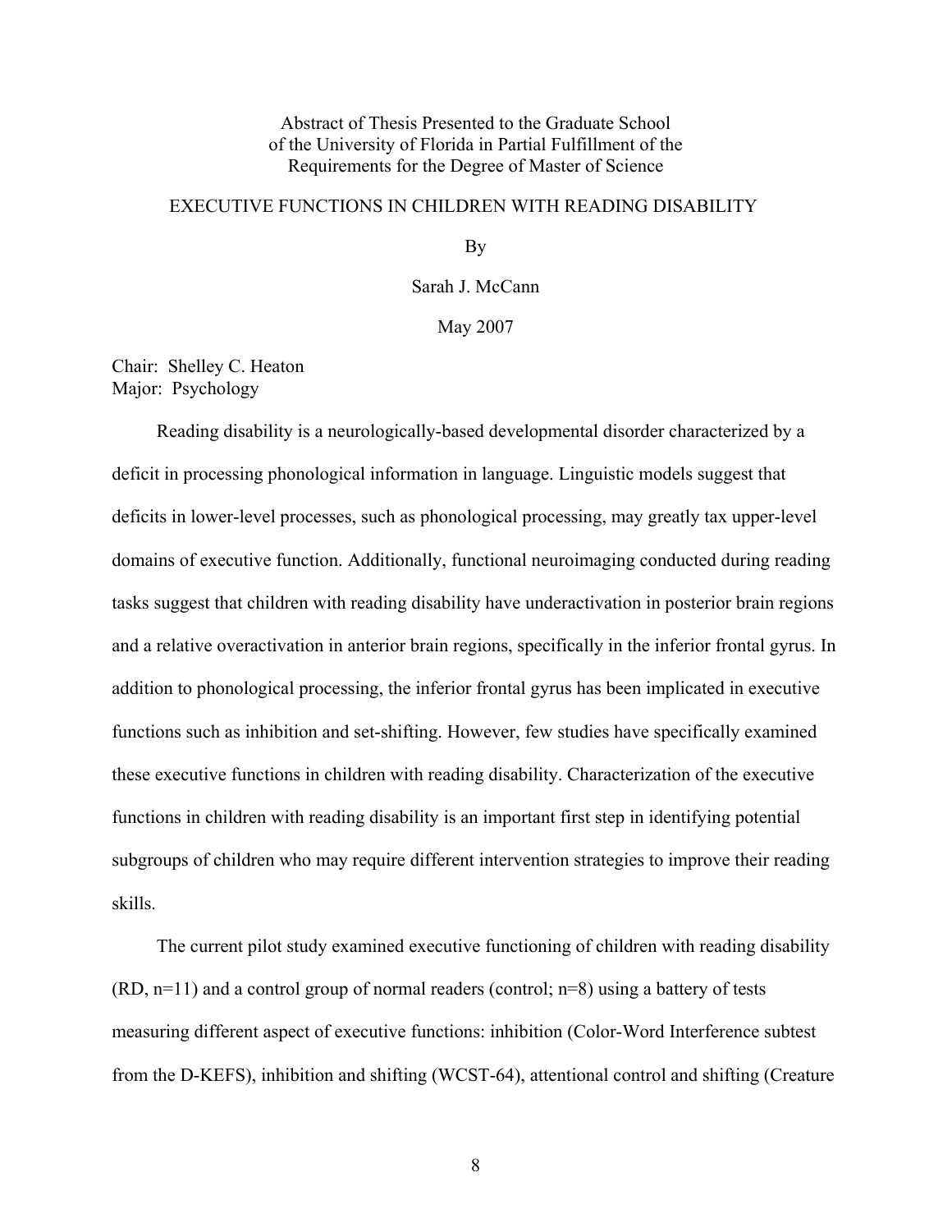Abstract of Thesis Presented to the Graduate School
of the University of Florida in Partial Fulfillment of the
Requirements for the Degree of Master of Science

EXECUTIVE FUNCTIONS IN CHILDREN WITH READING DISABILITY

By

Sarah J. McCann

May 2007

Chair: Shelley C. Heaton
Major: Psychology

Reading disability is a neurologically-based developmental disorder characterized by a deficit in processing phonological information in language. Linguistic models suggest that deficits in lower-level processes, such as phonological processing, may greatly tax upper-level domains of executive function. Additionally, functional neuroimaging conducted during reading tasks suggest that children with reading disability have underactivation in posterior brain regions and a relative overactivation in anterior brain regions, specifically in the inferior frontal gyrus. In addition to phonological processing, the inferior frontal gyrus has been implicated in executive functions such as inhibition and set-shifting. However, few studies have specifically examined these executive functions in children with reading disability. Characterization of the executive functions in children with reading disability is an important first step in identifying potential subgroups of children who may require different intervention strategies to improve their reading skills.

The current pilot study examined executive functioning of children with reading disability (RD, n=11) and a control group of normal readers (control; n=8) using a battery of tests measuring different aspect of executive functions: inhibition (Color-Word Interference subtest from the D-KEFS), inhibition and shifting (WCST-64), attentional control and shifting (Creature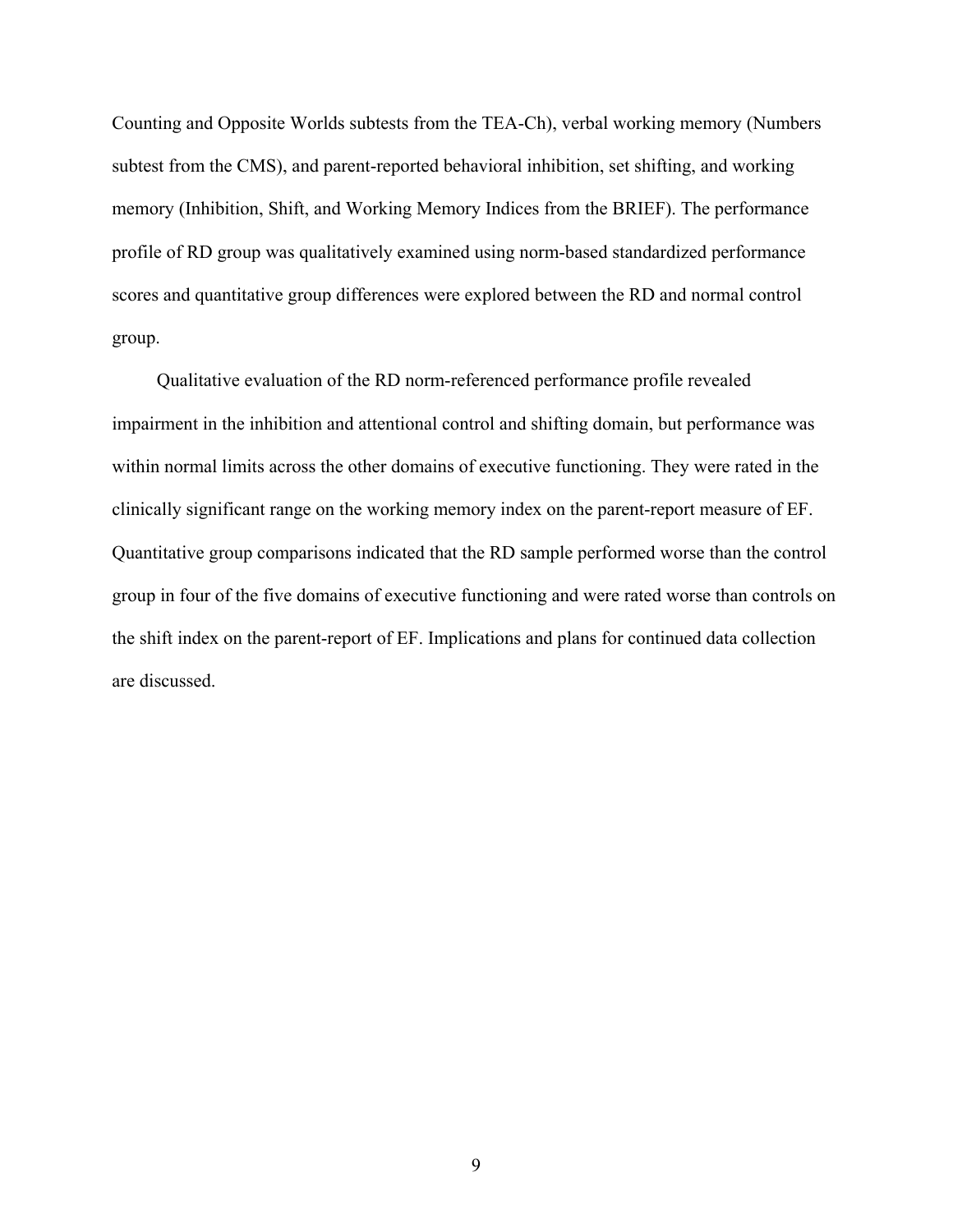Counting and Opposite Worlds subtests from the TEA-Ch), verbal working memory (Numbers subtest from the CMS), and parent-reported behavioral inhibition, set shifting, and working memory (Inhibition, Shift, and Working Memory Indices from the BRIEF). The performance profile of RD group was qualitatively examined using norm-based standardized performance scores and quantitative group differences were explored between the RD and normal control group.

Qualitative evaluation of the RD norm-referenced performance profile revealed impairment in the inhibition and attentional control and shifting domain, but performance was within normal limits across the other domains of executive functioning. They were rated in the clinically significant range on the working memory index on the parent-report measure of EF. Quantitative group comparisons indicated that the RD sample performed worse than the control group in four of the five domains of executive functioning and were rated worse than controls on the shift index on the parent-report of EF. Implications and plans for continued data collection are discussed.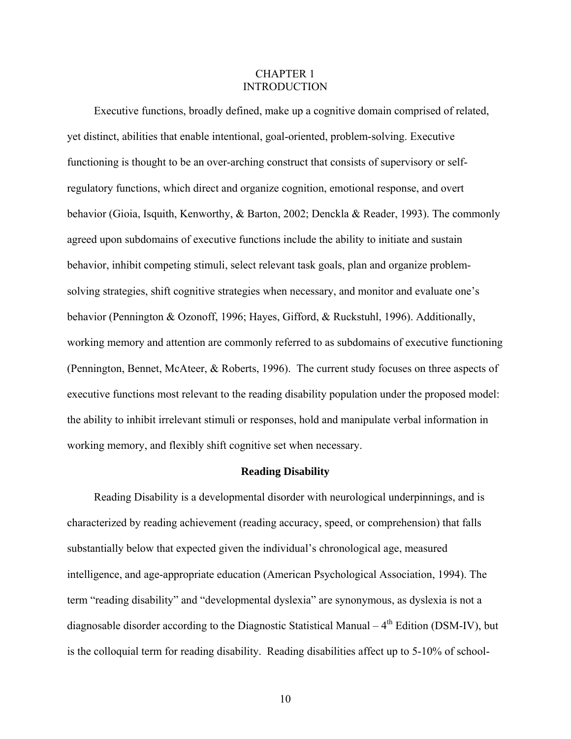# CHAPTER 1
# INTRODUCTION

Executive functions, broadly defined, make up a cognitive domain comprised of related, yet distinct, abilities that enable intentional, goal-oriented, problem-solving. Executive functioning is thought to be an over-arching construct that consists of supervisory or self-regulatory functions, which direct and organize cognition, emotional response, and overt behavior (Gioia, Isquith, Kenworthy, & Barton, 2002; Denckla & Reader, 1993). The commonly agreed upon subdomains of executive functions include the ability to initiate and sustain behavior, inhibit competing stimuli, select relevant task goals, plan and organize problem-solving strategies, shift cognitive strategies when necessary, and monitor and evaluate one's behavior (Pennington & Ozonoff, 1996; Hayes, Gifford, & Ruckstuhl, 1996). Additionally, working memory and attention are commonly referred to as subdomains of executive functioning (Pennington, Bennet, McAteer, & Roberts, 1996). The current study focuses on three aspects of executive functions most relevant to the reading disability population under the proposed model: the ability to inhibit irrelevant stimuli or responses, hold and manipulate verbal information in working memory, and flexibly shift cognitive set when necessary.

## Reading Disability

Reading Disability is a developmental disorder with neurological underpinnings, and is characterized by reading achievement (reading accuracy, speed, or comprehension) that falls substantially below that expected given the individual's chronological age, measured intelligence, and age-appropriate education (American Psychological Association, 1994). The term "reading disability" and "developmental dyslexia" are synonymous, as dyslexia is not a diagnosable disorder according to the Diagnostic Statistical Manual – 4th Edition (DSM-IV), but is the colloquial term for reading disability. Reading disabilities affect up to 5-10% of school-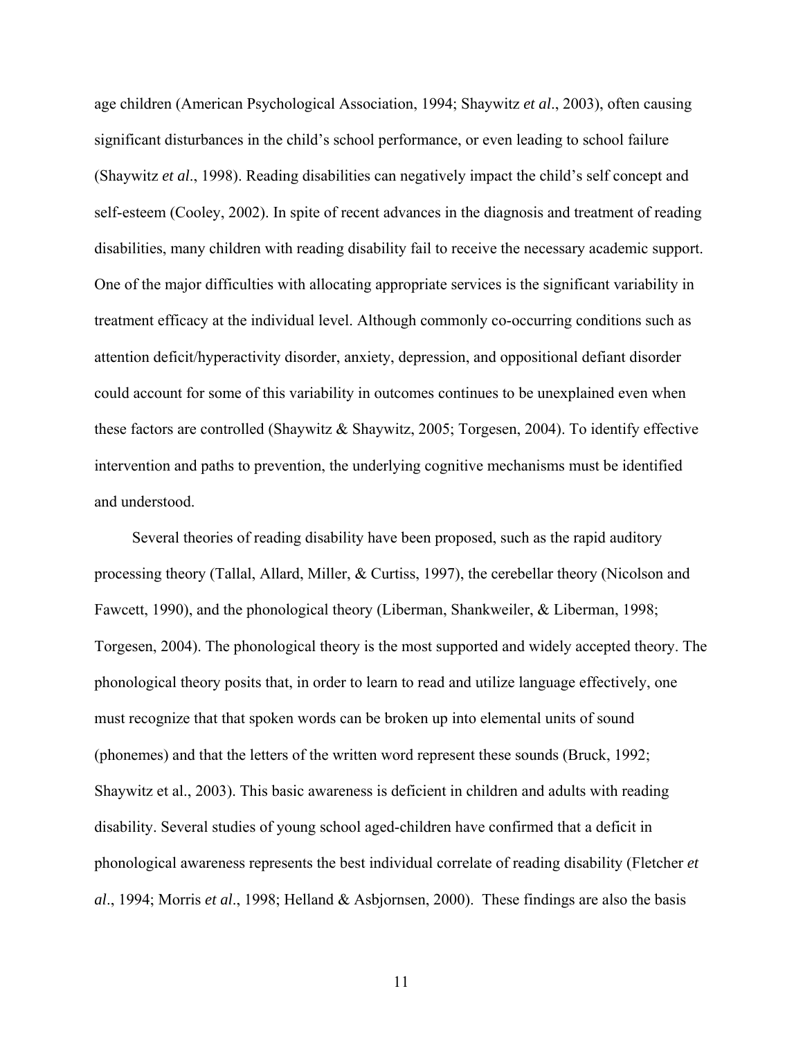age children (American Psychological Association, 1994; Shaywitz *et al*., 2003), often causing significant disturbances in the child's school performance, or even leading to school failure (Shaywitz *et al*., 1998). Reading disabilities can negatively impact the child's self concept and self-esteem (Cooley, 2002). In spite of recent advances in the diagnosis and treatment of reading disabilities, many children with reading disability fail to receive the necessary academic support. One of the major difficulties with allocating appropriate services is the significant variability in treatment efficacy at the individual level. Although commonly co-occurring conditions such as attention deficit/hyperactivity disorder, anxiety, depression, and oppositional defiant disorder could account for some of this variability in outcomes continues to be unexplained even when these factors are controlled (Shaywitz & Shaywitz, 2005; Torgesen, 2004). To identify effective intervention and paths to prevention, the underlying cognitive mechanisms must be identified and understood.

Several theories of reading disability have been proposed, such as the rapid auditory processing theory (Tallal, Allard, Miller, & Curtiss, 1997), the cerebellar theory (Nicolson and Fawcett, 1990), and the phonological theory (Liberman, Shankweiler, & Liberman, 1998; Torgesen, 2004). The phonological theory is the most supported and widely accepted theory. The phonological theory posits that, in order to learn to read and utilize language effectively, one must recognize that that spoken words can be broken up into elemental units of sound (phonemes) and that the letters of the written word represent these sounds (Bruck, 1992; Shaywitz et al., 2003). This basic awareness is deficient in children and adults with reading disability. Several studies of young school aged-children have confirmed that a deficit in phonological awareness represents the best individual correlate of reading disability (Fletcher *et al*., 1994; Morris *et al*., 1998; Helland & Asbjornsen, 2000). These findings are also the basis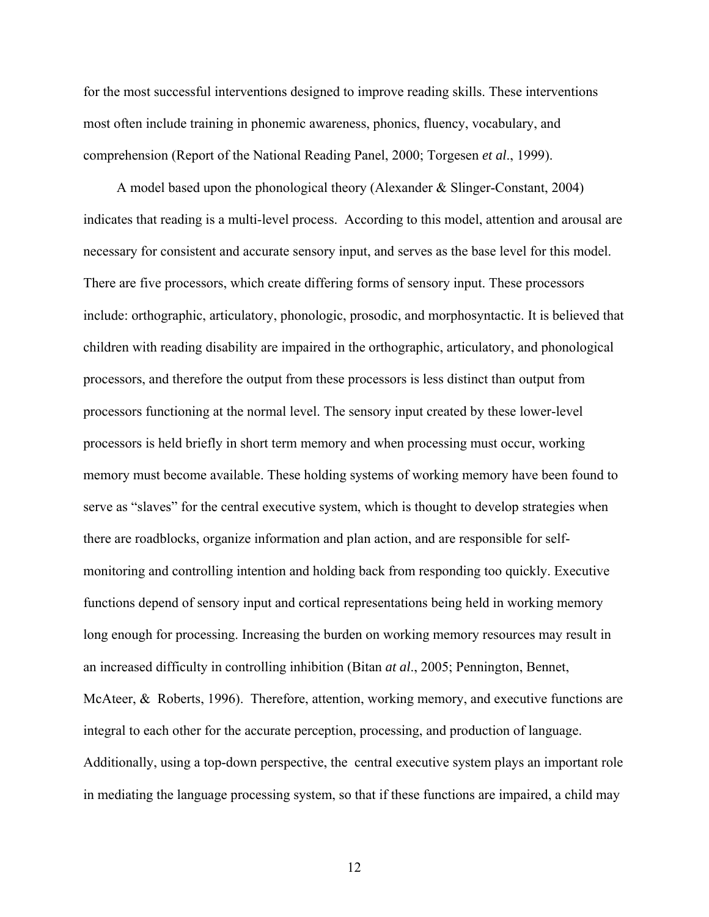for the most successful interventions designed to improve reading skills. These interventions most often include training in phonemic awareness, phonics, fluency, vocabulary, and comprehension (Report of the National Reading Panel, 2000; Torgesen *et al*., 1999).

A model based upon the phonological theory (Alexander & Slinger-Constant, 2004) indicates that reading is a multi-level process. According to this model, attention and arousal are necessary for consistent and accurate sensory input, and serves as the base level for this model. There are five processors, which create differing forms of sensory input. These processors include: orthographic, articulatory, phonologic, prosodic, and morphosyntactic. It is believed that children with reading disability are impaired in the orthographic, articulatory, and phonological processors, and therefore the output from these processors is less distinct than output from processors functioning at the normal level. The sensory input created by these lower-level processors is held briefly in short term memory and when processing must occur, working memory must become available. These holding systems of working memory have been found to serve as "slaves" for the central executive system, which is thought to develop strategies when there are roadblocks, organize information and plan action, and are responsible for self-monitoring and controlling intention and holding back from responding too quickly. Executive functions depend of sensory input and cortical representations being held in working memory long enough for processing. Increasing the burden on working memory resources may result in an increased difficulty in controlling inhibition (Bitan *at al*., 2005; Pennington, Bennet, McAteer, & Roberts, 1996). Therefore, attention, working memory, and executive functions are integral to each other for the accurate perception, processing, and production of language. Additionally, using a top-down perspective, the central executive system plays an important role in mediating the language processing system, so that if these functions are impaired, a child may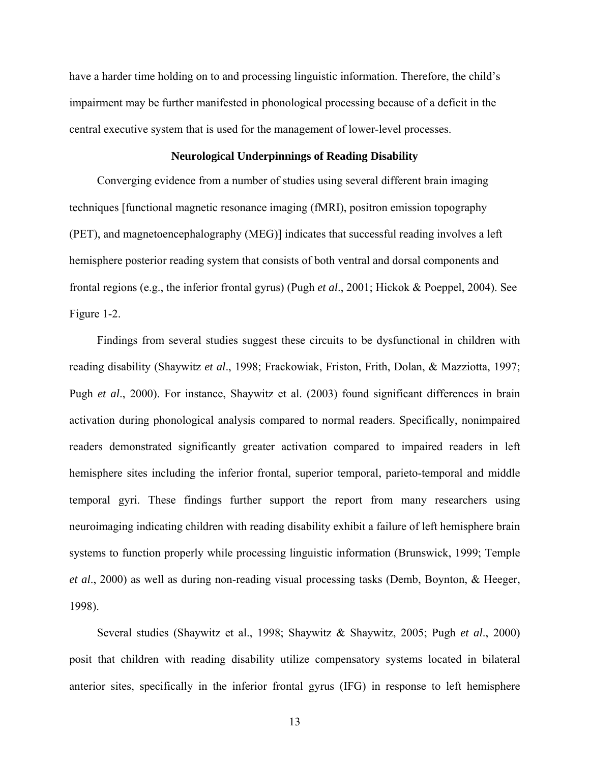have a harder time holding on to and processing linguistic information. Therefore, the child's impairment may be further manifested in phonological processing because of a deficit in the central executive system that is used for the management of lower-level processes.

## Neurological Underpinnings of Reading Disability

Converging evidence from a number of studies using several different brain imaging techniques [functional magnetic resonance imaging (fMRI), positron emission topography (PET), and magnetoencephalography (MEG)] indicates that successful reading involves a left hemisphere posterior reading system that consists of both ventral and dorsal components and frontal regions (e.g., the inferior frontal gyrus) (Pugh *et al*., 2001; Hickok & Poeppel, 2004). See Figure 1-2.

Findings from several studies suggest these circuits to be dysfunctional in children with reading disability (Shaywitz *et al*., 1998; Frackowiak, Friston, Frith, Dolan, & Mazziotta, 1997; Pugh *et al*., 2000). For instance, Shaywitz et al. (2003) found significant differences in brain activation during phonological analysis compared to normal readers. Specifically, nonimpaired readers demonstrated significantly greater activation compared to impaired readers in left hemisphere sites including the inferior frontal, superior temporal, parieto-temporal and middle temporal gyri. These findings further support the report from many researchers using neuroimaging indicating children with reading disability exhibit a failure of left hemisphere brain systems to function properly while processing linguistic information (Brunswick, 1999; Temple *et al*., 2000) as well as during non-reading visual processing tasks (Demb, Boynton, & Heeger, 1998).

Several studies (Shaywitz et al., 1998; Shaywitz & Shaywitz, 2005; Pugh *et al*., 2000) posit that children with reading disability utilize compensatory systems located in bilateral anterior sites, specifically in the inferior frontal gyrus (IFG) in response to left hemisphere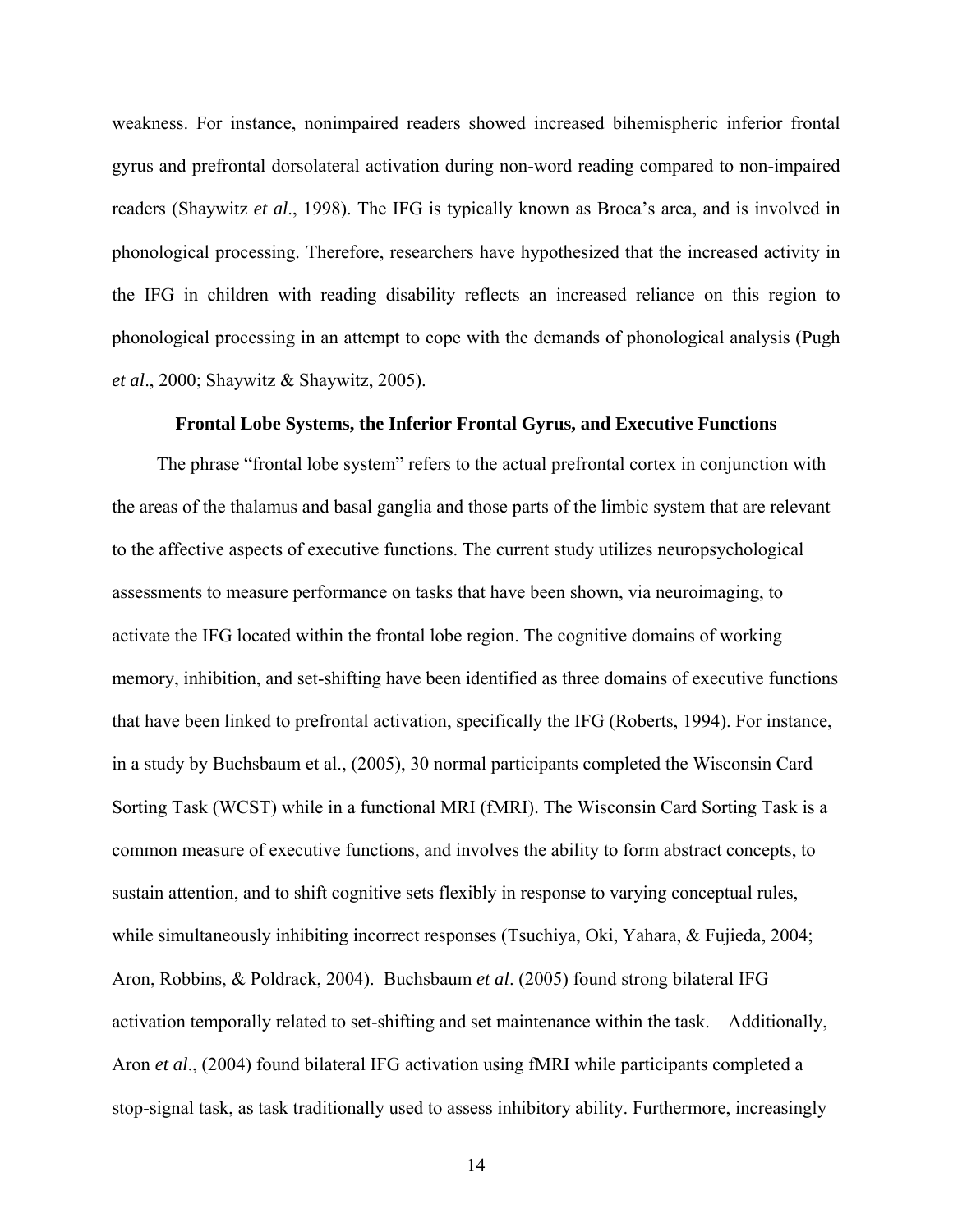weakness. For instance, nonimpaired readers showed increased bihemispheric inferior frontal gyrus and prefrontal dorsolateral activation during non-word reading compared to non-impaired readers (Shaywitz *et al*., 1998). The IFG is typically known as Broca's area, and is involved in phonological processing. Therefore, researchers have hypothesized that the increased activity in the IFG in children with reading disability reflects an increased reliance on this region to phonological processing in an attempt to cope with the demands of phonological analysis (Pugh *et al*., 2000; Shaywitz & Shaywitz, 2005).

**Frontal Lobe Systems, the Inferior Frontal Gyrus, and Executive Functions**

The phrase "frontal lobe system" refers to the actual prefrontal cortex in conjunction with the areas of the thalamus and basal ganglia and those parts of the limbic system that are relevant to the affective aspects of executive functions. The current study utilizes neuropsychological assessments to measure performance on tasks that have been shown, via neuroimaging, to activate the IFG located within the frontal lobe region. The cognitive domains of working memory, inhibition, and set-shifting have been identified as three domains of executive functions that have been linked to prefrontal activation, specifically the IFG (Roberts, 1994). For instance, in a study by Buchsbaum et al., (2005), 30 normal participants completed the Wisconsin Card Sorting Task (WCST) while in a functional MRI (fMRI). The Wisconsin Card Sorting Task is a common measure of executive functions, and involves the ability to form abstract concepts, to sustain attention, and to shift cognitive sets flexibly in response to varying conceptual rules, while simultaneously inhibiting incorrect responses (Tsuchiya, Oki, Yahara, & Fujieda, 2004; Aron, Robbins, & Poldrack, 2004). Buchsbaum *et al*. (2005) found strong bilateral IFG activation temporally related to set-shifting and set maintenance within the task. Additionally, Aron *et al*., (2004) found bilateral IFG activation using fMRI while participants completed a stop-signal task, as task traditionally used to assess inhibitory ability. Furthermore, increasingly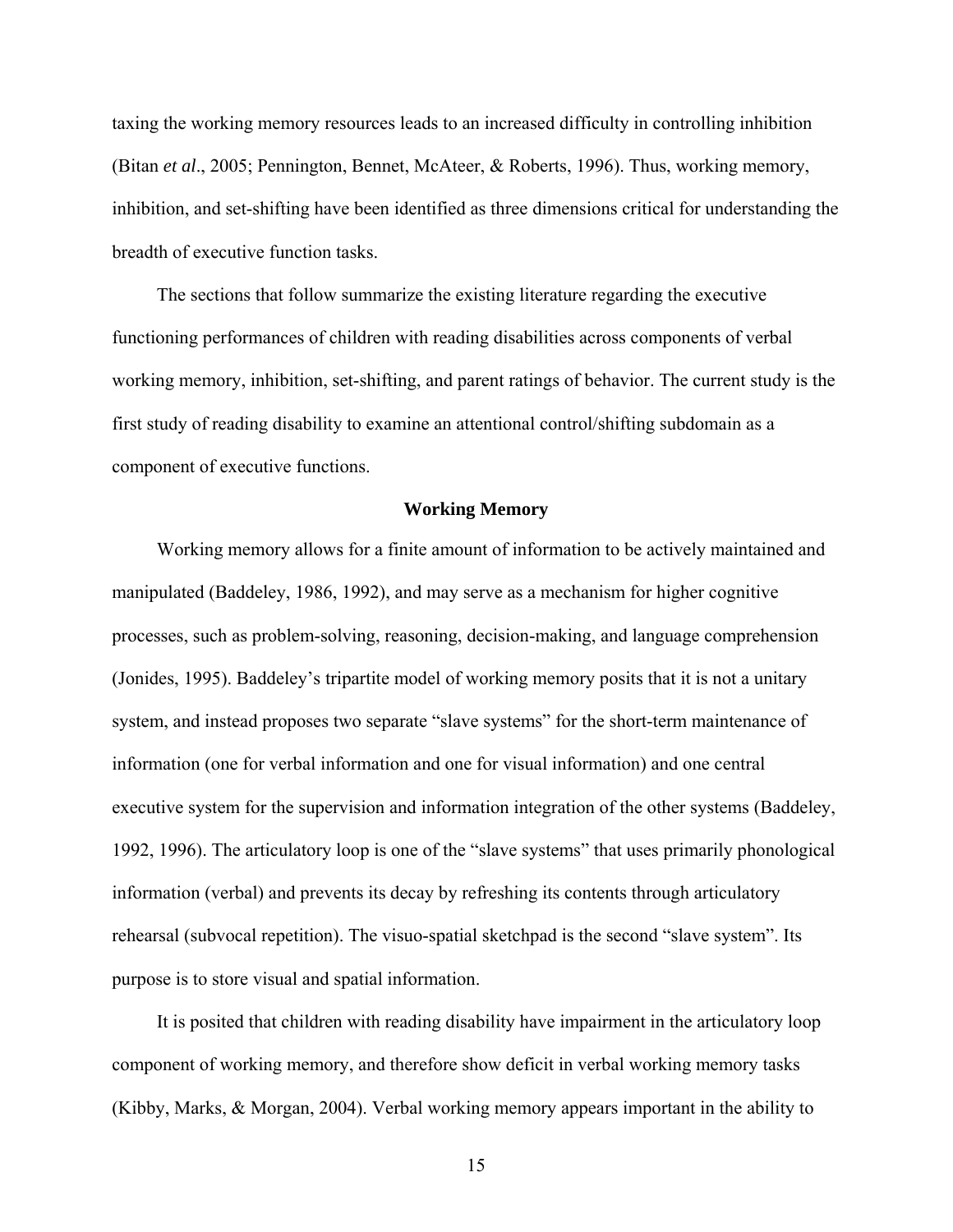taxing the working memory resources leads to an increased difficulty in controlling inhibition (Bitan *et al*., 2005; Pennington, Bennet, McAteer, & Roberts, 1996). Thus, working memory, inhibition, and set-shifting have been identified as three dimensions critical for understanding the breadth of executive function tasks.

The sections that follow summarize the existing literature regarding the executive functioning performances of children with reading disabilities across components of verbal working memory, inhibition, set-shifting, and parent ratings of behavior. The current study is the first study of reading disability to examine an attentional control/shifting subdomain as a component of executive functions.

## Working Memory

Working memory allows for a finite amount of information to be actively maintained and manipulated (Baddeley, 1986, 1992), and may serve as a mechanism for higher cognitive processes, such as problem-solving, reasoning, decision-making, and language comprehension (Jonides, 1995). Baddeley's tripartite model of working memory posits that it is not a unitary system, and instead proposes two separate "slave systems" for the short-term maintenance of information (one for verbal information and one for visual information) and one central executive system for the supervision and information integration of the other systems (Baddeley, 1992, 1996). The articulatory loop is one of the "slave systems" that uses primarily phonological information (verbal) and prevents its decay by refreshing its contents through articulatory rehearsal (subvocal repetition). The visuo-spatial sketchpad is the second "slave system". Its purpose is to store visual and spatial information.

It is posited that children with reading disability have impairment in the articulatory loop component of working memory, and therefore show deficit in verbal working memory tasks (Kibby, Marks, & Morgan, 2004). Verbal working memory appears important in the ability to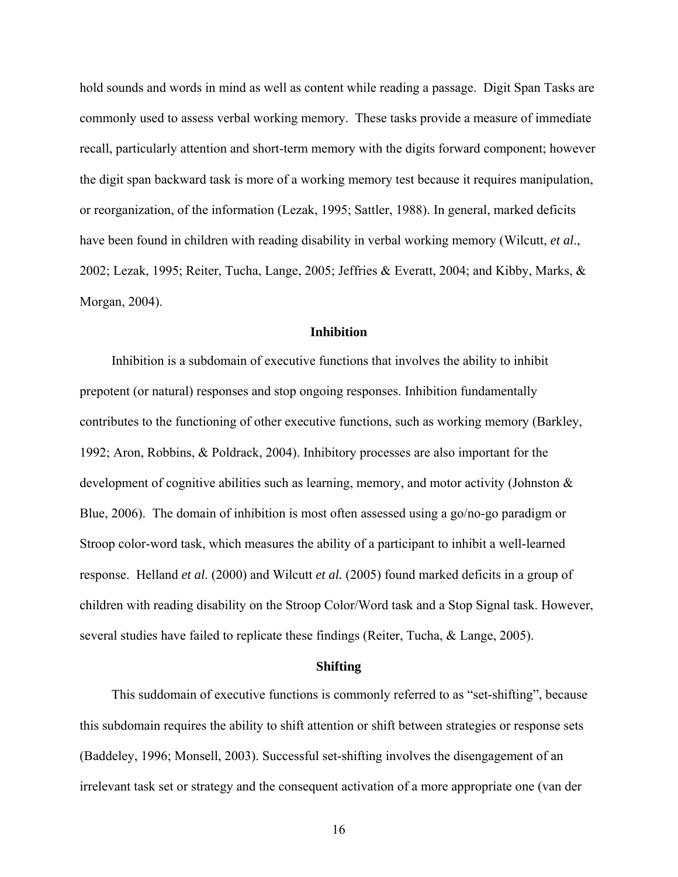hold sounds and words in mind as well as content while reading a passage. Digit Span Tasks are commonly used to assess verbal working memory. These tasks provide a measure of immediate recall, particularly attention and short-term memory with the digits forward component; however the digit span backward task is more of a working memory test because it requires manipulation, or reorganization, of the information (Lezak, 1995; Sattler, 1988). In general, marked deficits have been found in children with reading disability in verbal working memory (Wilcutt, *et al*., 2002; Lezak, 1995; Reiter, Tucha, Lange, 2005; Jeffries & Everatt, 2004; and Kibby, Marks, & Morgan, 2004).

### Inhibition

Inhibition is a subdomain of executive functions that involves the ability to inhibit prepotent (or natural) responses and stop ongoing responses. Inhibition fundamentally contributes to the functioning of other executive functions, such as working memory (Barkley, 1992; Aron, Robbins, & Poldrack, 2004). Inhibitory processes are also important for the development of cognitive abilities such as learning, memory, and motor activity (Johnston & Blue, 2006). The domain of inhibition is most often assessed using a go/no-go paradigm or Stroop color-word task, which measures the ability of a participant to inhibit a well-learned response. Helland *et al*. (2000) and Wilcutt *et al.* (2005) found marked deficits in a group of children with reading disability on the Stroop Color/Word task and a Stop Signal task. However, several studies have failed to replicate these findings (Reiter, Tucha, & Lange, 2005).

### Shifting

This suddomain of executive functions is commonly referred to as "set-shifting", because this subdomain requires the ability to shift attention or shift between strategies or response sets (Baddeley, 1996; Monsell, 2003). Successful set-shifting involves the disengagement of an irrelevant task set or strategy and the consequent activation of a more appropriate one (van der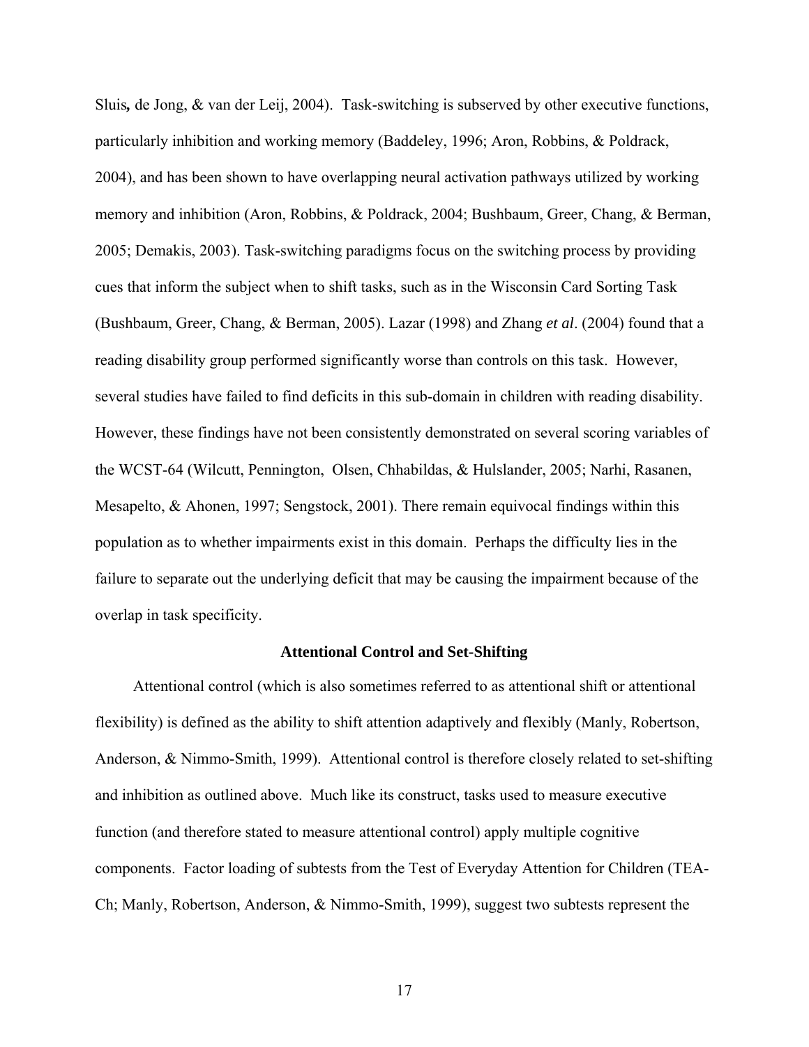Sluis**,** de Jong, & van der Leij, 2004). Task-switching is subserved by other executive functions, particularly inhibition and working memory (Baddeley, 1996; Aron, Robbins, & Poldrack, 2004), and has been shown to have overlapping neural activation pathways utilized by working memory and inhibition (Aron, Robbins, & Poldrack, 2004; Bushbaum, Greer, Chang, & Berman, 2005; Demakis, 2003). Task-switching paradigms focus on the switching process by providing cues that inform the subject when to shift tasks, such as in the Wisconsin Card Sorting Task (Bushbaum, Greer, Chang, & Berman, 2005). Lazar (1998) and Zhang *et al*. (2004) found that a reading disability group performed significantly worse than controls on this task. However, several studies have failed to find deficits in this sub-domain in children with reading disability. However, these findings have not been consistently demonstrated on several scoring variables of the WCST-64 (Wilcutt, Pennington, Olsen, Chhabildas, & Hulslander, 2005; Narhi, Rasanen, Mesapelto, & Ahonen, 1997; Sengstock, 2001). There remain equivocal findings within this population as to whether impairments exist in this domain. Perhaps the difficulty lies in the failure to separate out the underlying deficit that may be causing the impairment because of the overlap in task specificity.

### Attentional Control and Set-Shifting

Attentional control (which is also sometimes referred to as attentional shift or attentional flexibility) is defined as the ability to shift attention adaptively and flexibly (Manly, Robertson, Anderson, & Nimmo-Smith, 1999). Attentional control is therefore closely related to set-shifting and inhibition as outlined above. Much like its construct, tasks used to measure executive function (and therefore stated to measure attentional control) apply multiple cognitive components. Factor loading of subtests from the Test of Everyday Attention for Children (TEA-Ch; Manly, Robertson, Anderson, & Nimmo-Smith, 1999), suggest two subtests represent the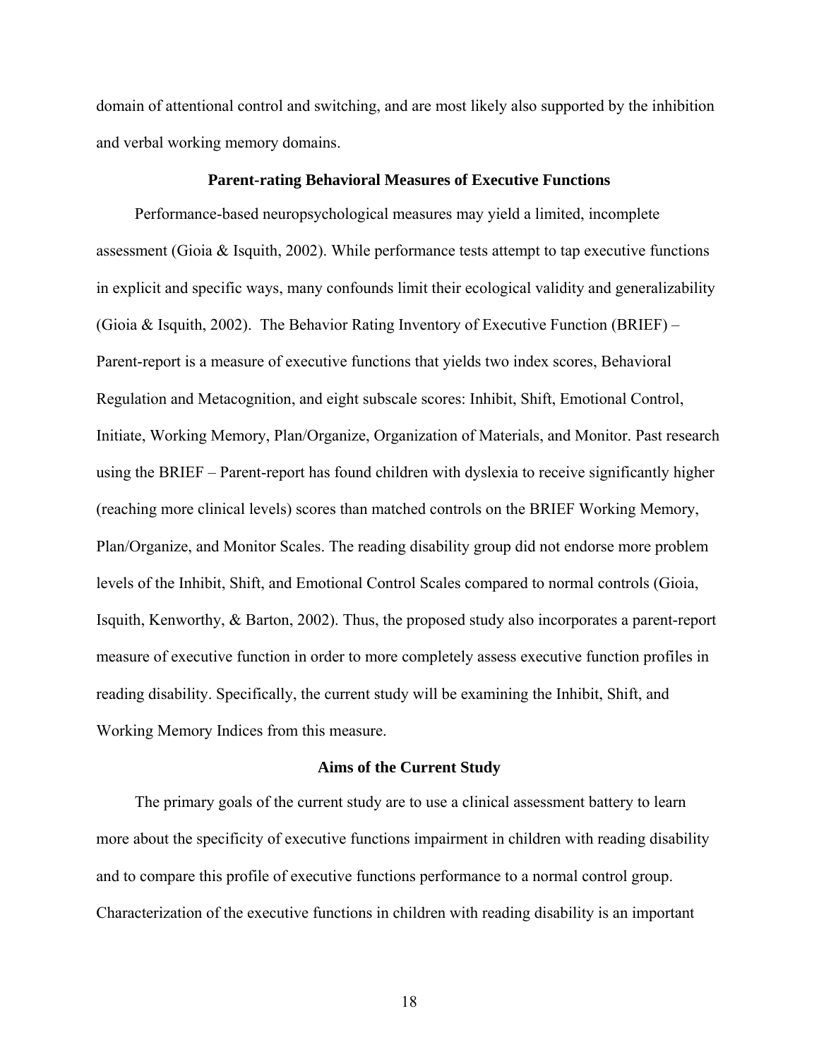domain of attentional control and switching, and are most likely also supported by the inhibition and verbal working memory domains.

## Parent-rating Behavioral Measures of Executive Functions

Performance-based neuropsychological measures may yield a limited, incomplete assessment (Gioia & Isquith, 2002). While performance tests attempt to tap executive functions in explicit and specific ways, many confounds limit their ecological validity and generalizability (Gioia & Isquith, 2002). The Behavior Rating Inventory of Executive Function (BRIEF) – Parent-report is a measure of executive functions that yields two index scores, Behavioral Regulation and Metacognition, and eight subscale scores: Inhibit, Shift, Emotional Control, Initiate, Working Memory, Plan/Organize, Organization of Materials, and Monitor. Past research using the BRIEF – Parent-report has found children with dyslexia to receive significantly higher (reaching more clinical levels) scores than matched controls on the BRIEF Working Memory, Plan/Organize, and Monitor Scales. The reading disability group did not endorse more problem levels of the Inhibit, Shift, and Emotional Control Scales compared to normal controls (Gioia, Isquith, Kenworthy, & Barton, 2002). Thus, the proposed study also incorporates a parent-report measure of executive function in order to more completely assess executive function profiles in reading disability. Specifically, the current study will be examining the Inhibit, Shift, and Working Memory Indices from this measure.

## Aims of the Current Study

The primary goals of the current study are to use a clinical assessment battery to learn more about the specificity of executive functions impairment in children with reading disability and to compare this profile of executive functions performance to a normal control group. Characterization of the executive functions in children with reading disability is an important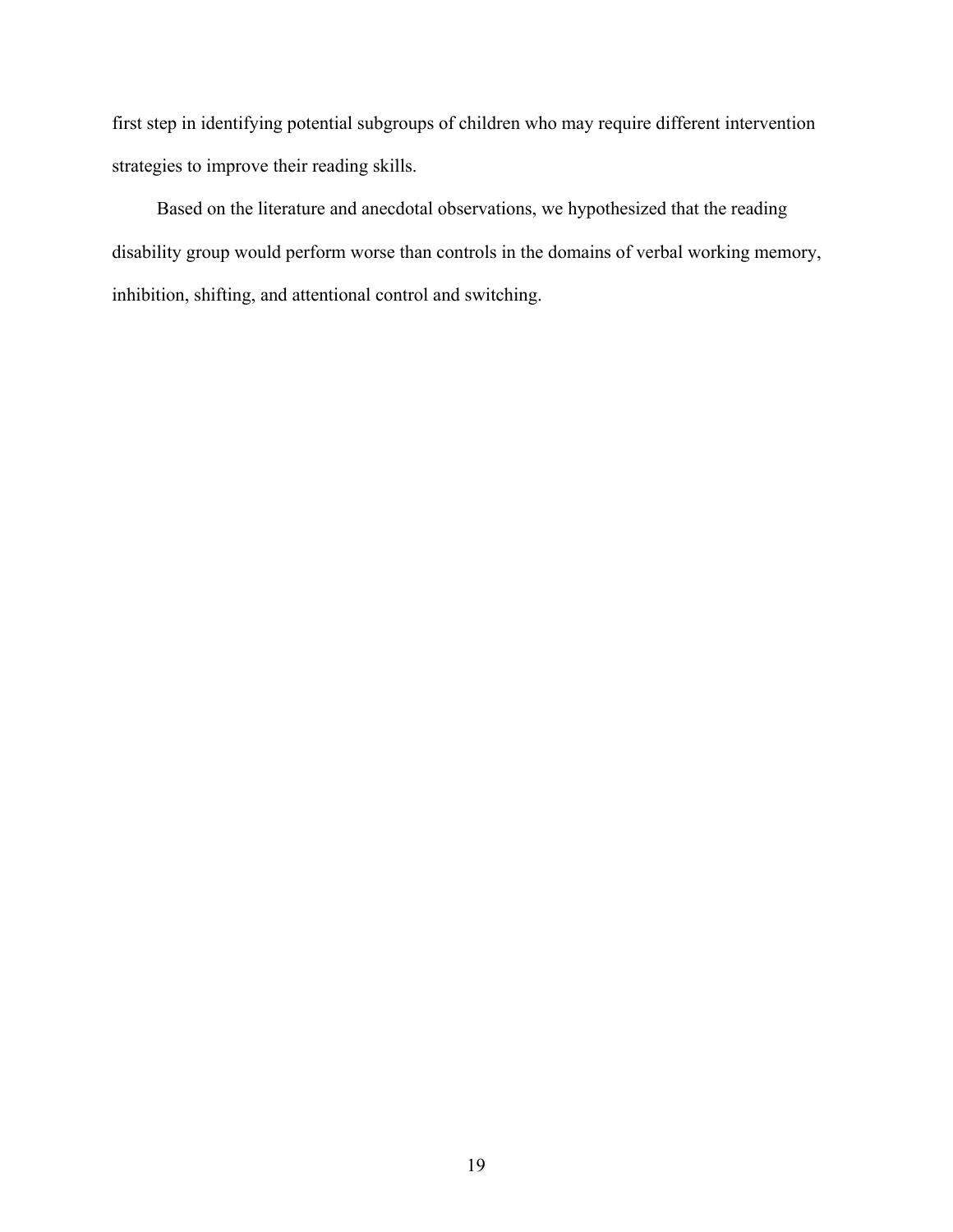first step in identifying potential subgroups of children who may require different intervention strategies to improve their reading skills.

Based on the literature and anecdotal observations, we hypothesized that the reading disability group would perform worse than controls in the domains of verbal working memory, inhibition, shifting, and attentional control and switching.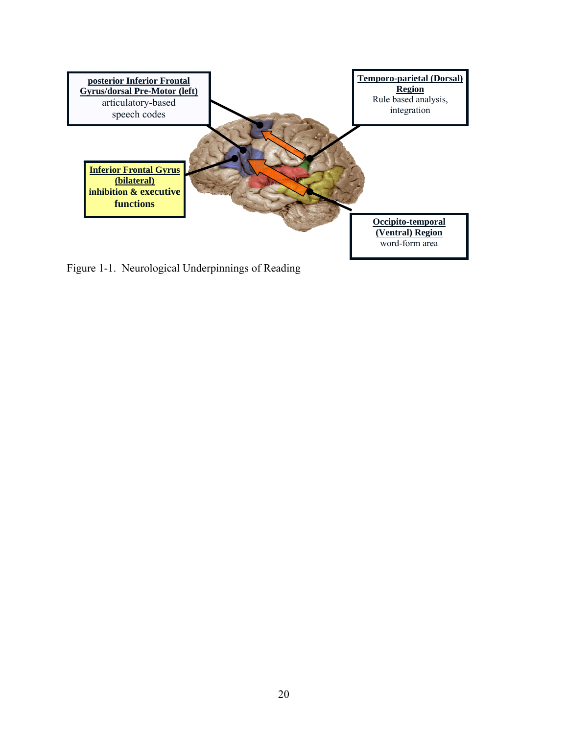**posterior Inferior Frontal Gyrus/dorsal Pre-Motor (left)**
articulatory-based speech codes

**Temporo-parietal (Dorsal) Region**
Rule based analysis, integration

**Inferior Frontal Gyrus (bilateral)**
**inhibition & executive functions**

**Occipito-temporal (Ventral) Region**
word-form area

Figure 1-1. Neurological Underpinnings of Reading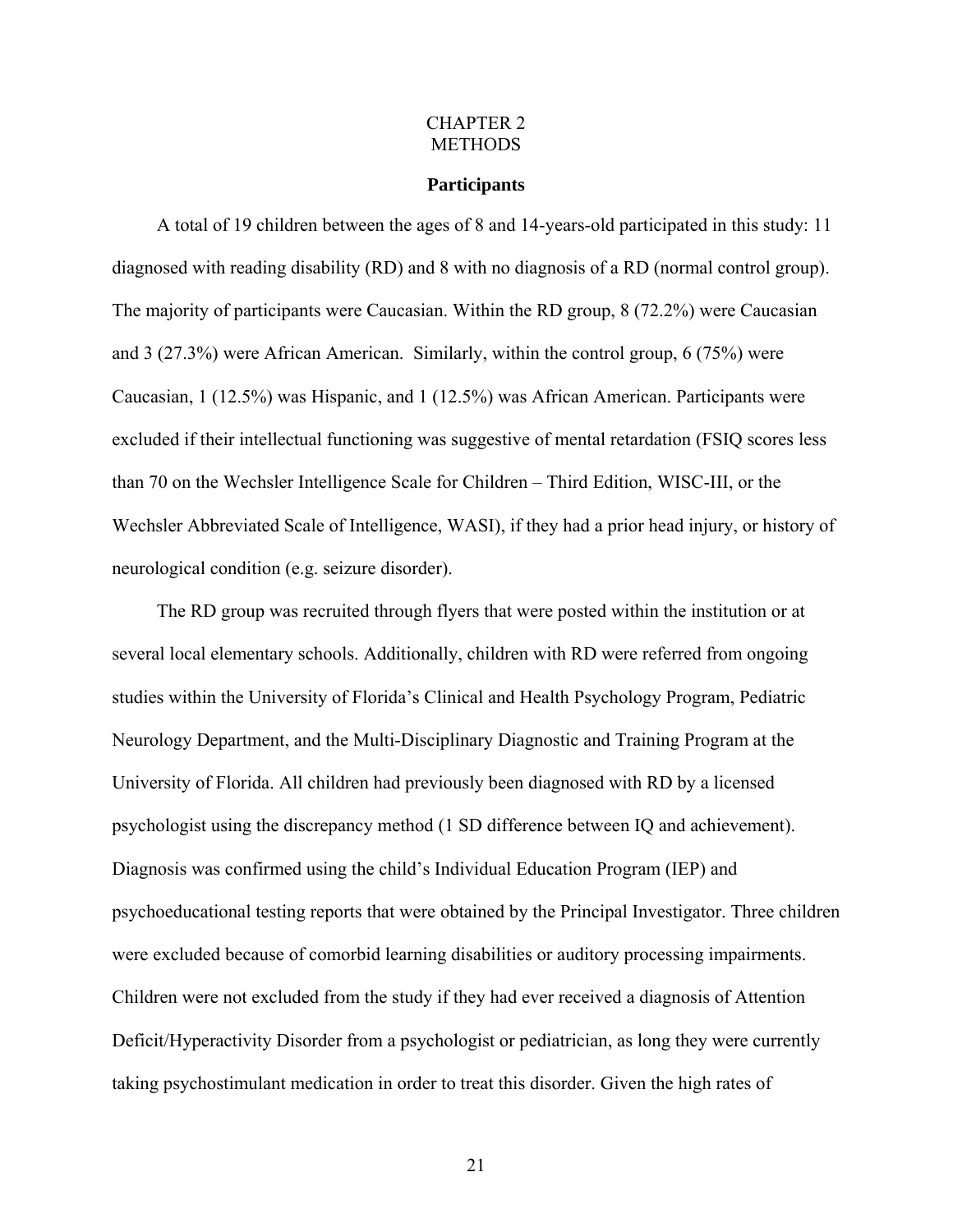# CHAPTER 2
# METHODS

## Participants

A total of 19 children between the ages of 8 and 14-years-old participated in this study: 11 diagnosed with reading disability (RD) and 8 with no diagnosis of a RD (normal control group). The majority of participants were Caucasian. Within the RD group, 8 (72.2%) were Caucasian and 3 (27.3%) were African American. Similarly, within the control group, 6 (75%) were Caucasian, 1 (12.5%) was Hispanic, and 1 (12.5%) was African American. Participants were excluded if their intellectual functioning was suggestive of mental retardation (FSIQ scores less than 70 on the Wechsler Intelligence Scale for Children – Third Edition, WISC-III, or the Wechsler Abbreviated Scale of Intelligence, WASI), if they had a prior head injury, or history of neurological condition (e.g. seizure disorder).

The RD group was recruited through flyers that were posted within the institution or at several local elementary schools. Additionally, children with RD were referred from ongoing studies within the University of Florida's Clinical and Health Psychology Program, Pediatric Neurology Department, and the Multi-Disciplinary Diagnostic and Training Program at the University of Florida. All children had previously been diagnosed with RD by a licensed psychologist using the discrepancy method (1 SD difference between IQ and achievement). Diagnosis was confirmed using the child's Individual Education Program (IEP) and psychoeducational testing reports that were obtained by the Principal Investigator. Three children were excluded because of comorbid learning disabilities or auditory processing impairments. Children were not excluded from the study if they had ever received a diagnosis of Attention Deficit/Hyperactivity Disorder from a psychologist or pediatrician, as long they were currently taking psychostimulant medication in order to treat this disorder. Given the high rates of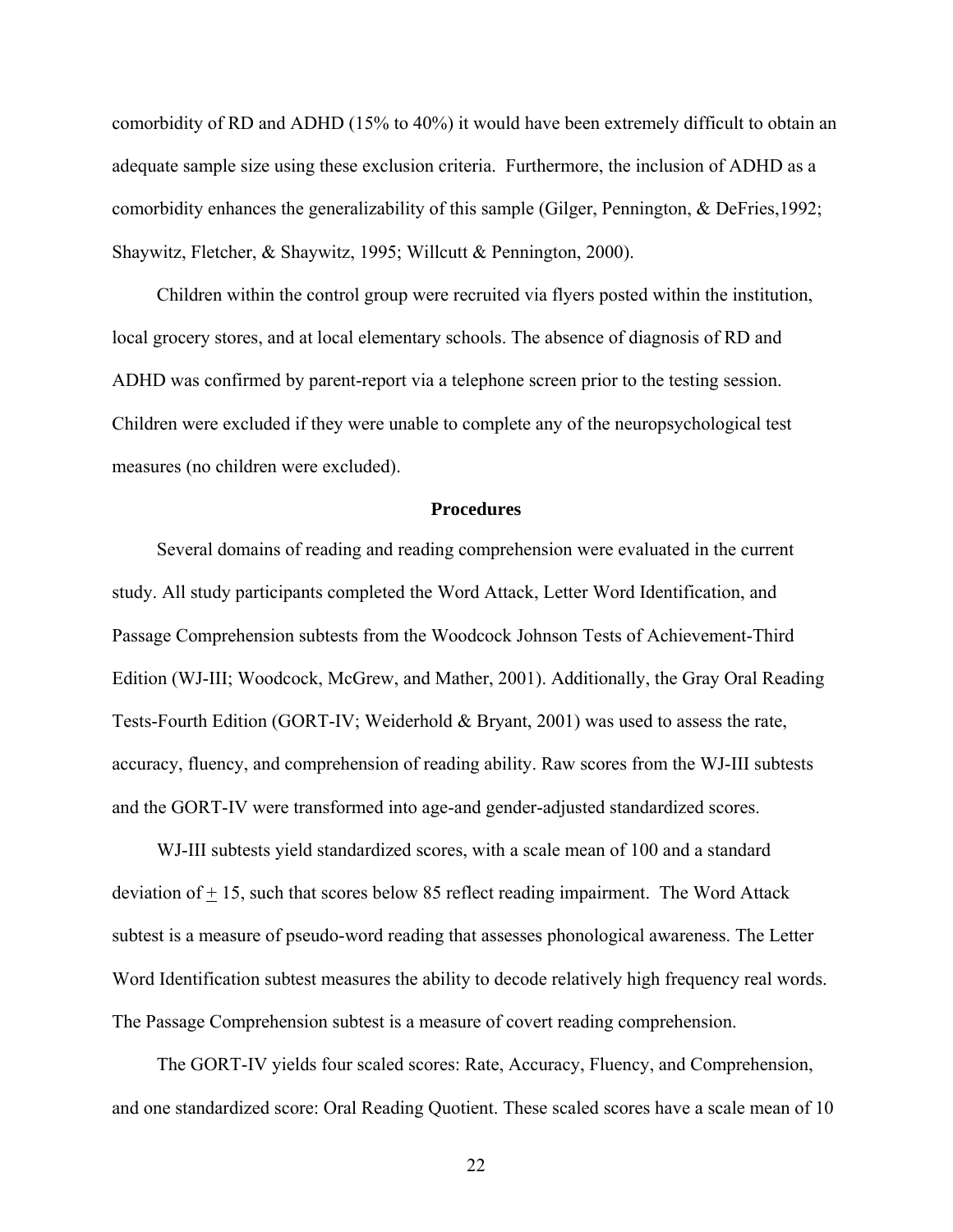comorbidity of RD and ADHD (15% to 40%) it would have been extremely difficult to obtain an adequate sample size using these exclusion criteria. Furthermore, the inclusion of ADHD as a comorbidity enhances the generalizability of this sample (Gilger, Pennington, & DeFries,1992; Shaywitz, Fletcher, & Shaywitz, 1995; Willcutt & Pennington, 2000).

Children within the control group were recruited via flyers posted within the institution, local grocery stores, and at local elementary schools. The absence of diagnosis of RD and ADHD was confirmed by parent-report via a telephone screen prior to the testing session. Children were excluded if they were unable to complete any of the neuropsychological test measures (no children were excluded).

**Procedures**

Several domains of reading and reading comprehension were evaluated in the current study. All study participants completed the Word Attack, Letter Word Identification, and Passage Comprehension subtests from the Woodcock Johnson Tests of Achievement-Third Edition (WJ-III; Woodcock, McGrew, and Mather, 2001). Additionally, the Gray Oral Reading Tests-Fourth Edition (GORT-IV; Weiderhold & Bryant, 2001) was used to assess the rate, accuracy, fluency, and comprehension of reading ability. Raw scores from the WJ-III subtests and the GORT-IV were transformed into age-and gender-adjusted standardized scores.

WJ-III subtests yield standardized scores, with a scale mean of 100 and a standard deviation of ± 15, such that scores below 85 reflect reading impairment. The Word Attack subtest is a measure of pseudo-word reading that assesses phonological awareness. The Letter Word Identification subtest measures the ability to decode relatively high frequency real words. The Passage Comprehension subtest is a measure of covert reading comprehension.

The GORT-IV yields four scaled scores: Rate, Accuracy, Fluency, and Comprehension, and one standardized score: Oral Reading Quotient. These scaled scores have a scale mean of 10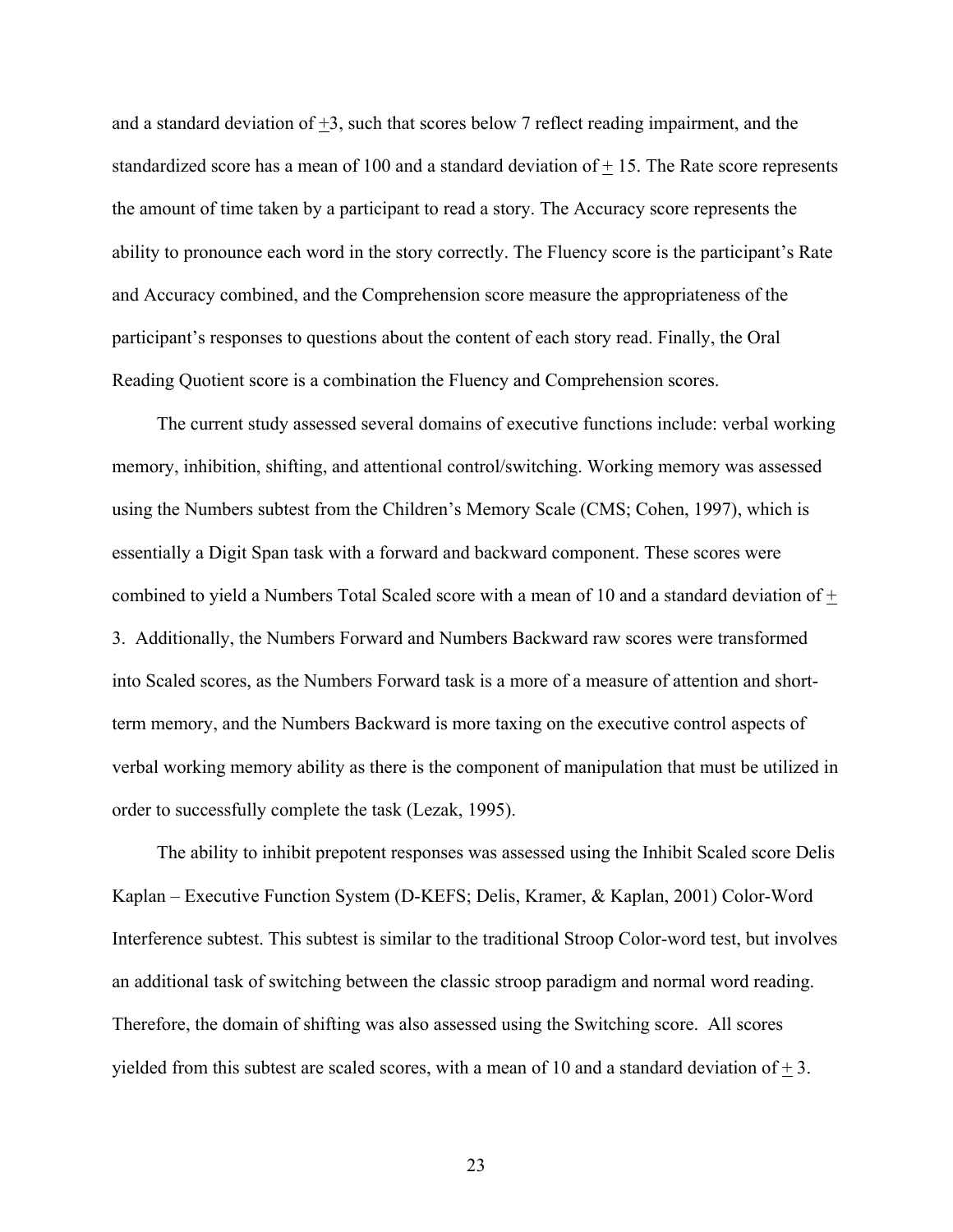and a standard deviation of ±3, such that scores below 7 reflect reading impairment, and the standardized score has a mean of 100 and a standard deviation of ± 15. The Rate score represents the amount of time taken by a participant to read a story. The Accuracy score represents the ability to pronounce each word in the story correctly. The Fluency score is the participant's Rate and Accuracy combined, and the Comprehension score measure the appropriateness of the participant's responses to questions about the content of each story read. Finally, the Oral Reading Quotient score is a combination the Fluency and Comprehension scores.

The current study assessed several domains of executive functions include: verbal working memory, inhibition, shifting, and attentional control/switching. Working memory was assessed using the Numbers subtest from the Children's Memory Scale (CMS; Cohen, 1997), which is essentially a Digit Span task with a forward and backward component. These scores were combined to yield a Numbers Total Scaled score with a mean of 10 and a standard deviation of ± 3. Additionally, the Numbers Forward and Numbers Backward raw scores were transformed into Scaled scores, as the Numbers Forward task is a more of a measure of attention and short-term memory, and the Numbers Backward is more taxing on the executive control aspects of verbal working memory ability as there is the component of manipulation that must be utilized in order to successfully complete the task (Lezak, 1995).

The ability to inhibit prepotent responses was assessed using the Inhibit Scaled score Delis Kaplan – Executive Function System (D-KEFS; Delis, Kramer, & Kaplan, 2001) Color-Word Interference subtest. This subtest is similar to the traditional Stroop Color-word test, but involves an additional task of switching between the classic stroop paradigm and normal word reading. Therefore, the domain of shifting was also assessed using the Switching score. All scores yielded from this subtest are scaled scores, with a mean of 10 and a standard deviation of ± 3.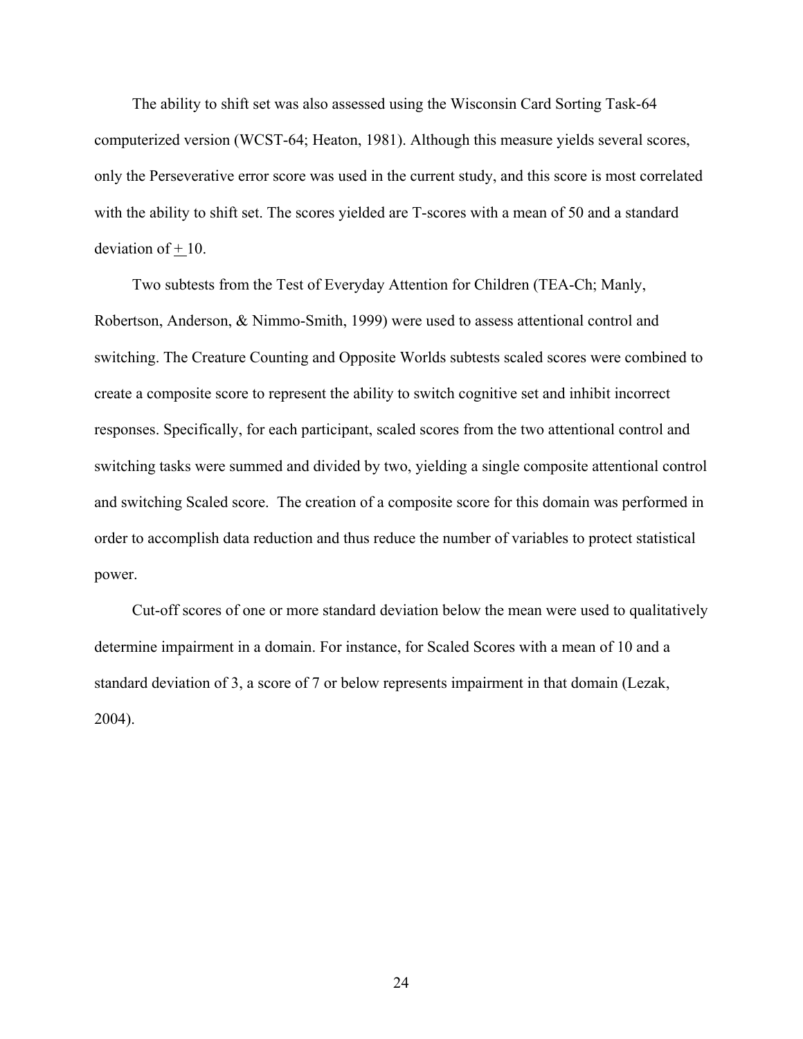The ability to shift set was also assessed using the Wisconsin Card Sorting Task-64 computerized version (WCST-64; Heaton, 1981). Although this measure yields several scores, only the Perseverative error score was used in the current study, and this score is most correlated with the ability to shift set. The scores yielded are T-scores with a mean of 50 and a standard deviation of $\pm$ 10.

Two subtests from the Test of Everyday Attention for Children (TEA-Ch; Manly, Robertson, Anderson, & Nimmo-Smith, 1999) were used to assess attentional control and switching. The Creature Counting and Opposite Worlds subtests scaled scores were combined to create a composite score to represent the ability to switch cognitive set and inhibit incorrect responses. Specifically, for each participant, scaled scores from the two attentional control and switching tasks were summed and divided by two, yielding a single composite attentional control and switching Scaled score. The creation of a composite score for this domain was performed in order to accomplish data reduction and thus reduce the number of variables to protect statistical power.

Cut-off scores of one or more standard deviation below the mean were used to qualitatively determine impairment in a domain. For instance, for Scaled Scores with a mean of 10 and a standard deviation of 3, a score of 7 or below represents impairment in that domain (Lezak, 2004).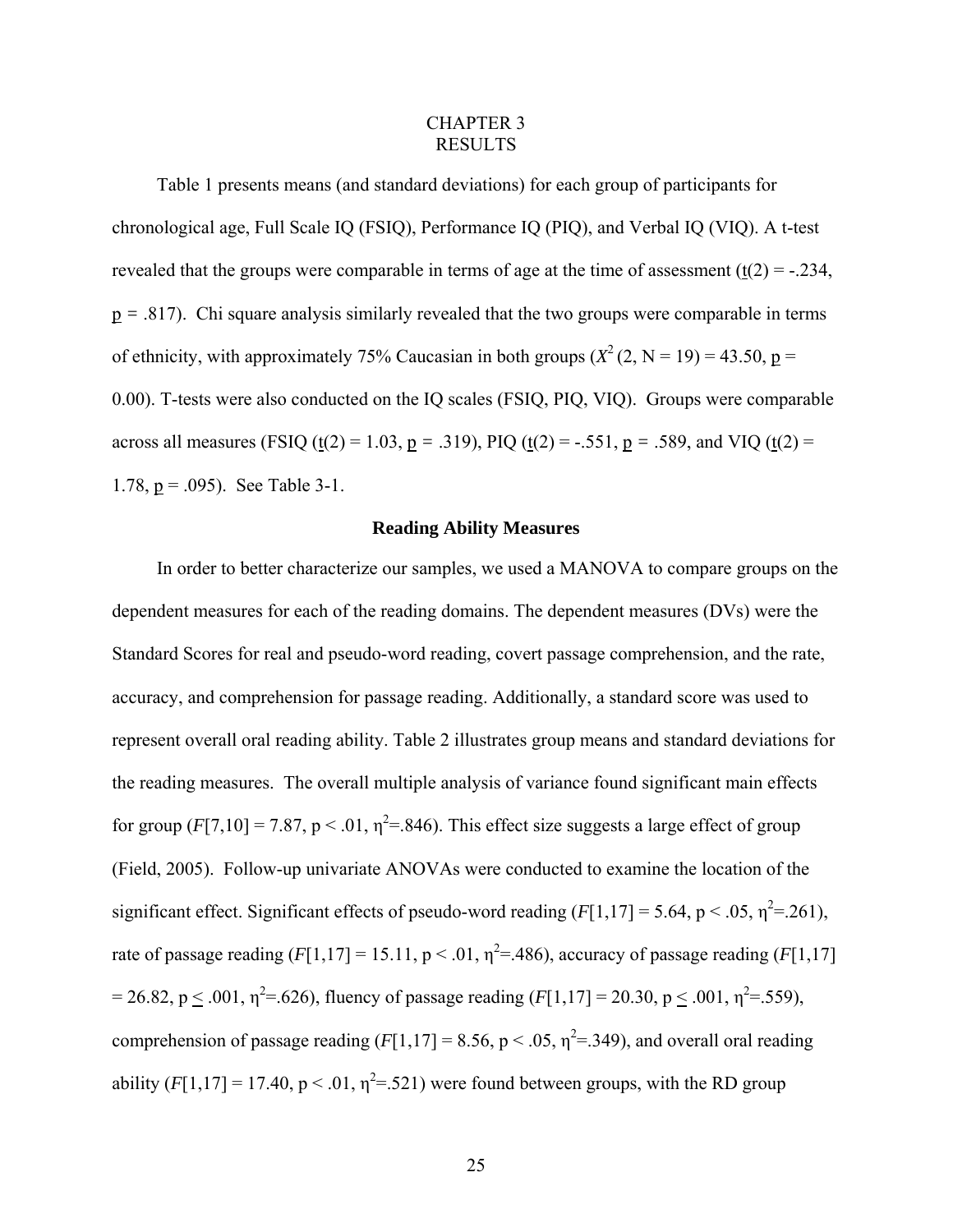# CHAPTER 3
# RESULTS

Table 1 presents means (and standard deviations) for each group of participants for chronological age, Full Scale IQ (FSIQ), Performance IQ (PIQ), and Verbal IQ (VIQ). A t-test revealed that the groups were comparable in terms of age at the time of assessment ($\underline{t}(2) = -.234$, $\underline{p} = .817$). Chi square analysis similarly revealed that the two groups were comparable in terms of ethnicity, with approximately 75% Caucasian in both groups ($X^2$ (2, N = 19) = 43.50, $\underline{p}$ = 0.00). T-tests were also conducted on the IQ scales (FSIQ, PIQ, VIQ). Groups were comparable across all measures (FSIQ ($\underline{t}(2) = 1.03$, $\underline{p} = .319$), PIQ ($\underline{t}(2) = -.551$, $\underline{p} = .589$, and VIQ ($\underline{t}(2) = 1.78$, $\underline{p} = .095$). See Table 3-1.

### Reading Ability Measures

In order to better characterize our samples, we used a MANOVA to compare groups on the dependent measures for each of the reading domains. The dependent measures (DVs) were the Standard Scores for real and pseudo-word reading, covert passage comprehension, and the rate, accuracy, and comprehension for passage reading. Additionally, a standard score was used to represent overall oral reading ability. Table 2 illustrates group means and standard deviations for the reading measures. The overall multiple analysis of variance found significant main effects for group ($F[7,10] = 7.87$, $p < .01$, $\eta^2 = .846$). This effect size suggests a large effect of group (Field, 2005). Follow-up univariate ANOVAs were conducted to examine the location of the significant effect. Significant effects of pseudo-word reading ($F[1,17] = 5.64$, $p < .05$, $\eta^2 = .261$), rate of passage reading ($F[1,17] = 15.11$, $p < .01$, $\eta^2 = .486$), accuracy of passage reading ($F[1,17] = 26.82$, $p \leq .001$, $\eta^2 = .626$), fluency of passage reading ($F[1,17] = 20.30$, $p \leq .001$, $\eta^2 = .559$), comprehension of passage reading ($F[1,17] = 8.56$, $p < .05$, $\eta^2 = .349$), and overall oral reading ability ($F[1,17] = 17.40$, $p < .01$, $\eta^2 = .521$) were found between groups, with the RD group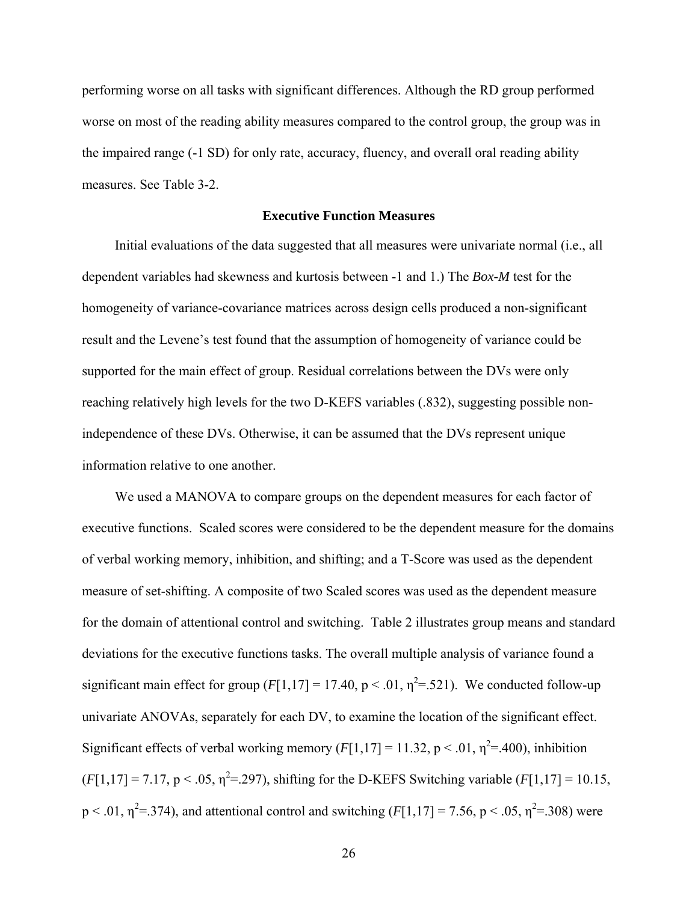performing worse on all tasks with significant differences. Although the RD group performed worse on most of the reading ability measures compared to the control group, the group was in the impaired range (-1 SD) for only rate, accuracy, fluency, and overall oral reading ability measures. See Table 3-2.

## Executive Function Measures

Initial evaluations of the data suggested that all measures were univariate normal (i.e., all dependent variables had skewness and kurtosis between -1 and 1.) The *Box-M* test for the homogeneity of variance-covariance matrices across design cells produced a non-significant result and the Levene's test found that the assumption of homogeneity of variance could be supported for the main effect of group. Residual correlations between the DVs were only reaching relatively high levels for the two D-KEFS variables (.832), suggesting possible non-independence of these DVs. Otherwise, it can be assumed that the DVs represent unique information relative to one another.

We used a MANOVA to compare groups on the dependent measures for each factor of executive functions. Scaled scores were considered to be the dependent measure for the domains of verbal working memory, inhibition, and shifting; and a T-Score was used as the dependent measure of set-shifting. A composite of two Scaled scores was used as the dependent measure for the domain of attentional control and switching. Table 2 illustrates group means and standard deviations for the executive functions tasks. The overall multiple analysis of variance found a significant main effect for group ($F[1,17] = 17.40$, $p < .01$, $\eta^2 = .521$). We conducted follow-up univariate ANOVAs, separately for each DV, to examine the location of the significant effect. Significant effects of verbal working memory ($F[1,17] = 11.32$, $p < .01$, $\eta^2 = .400$), inhibition ($F[1,17] = 7.17$, $p < .05$, $\eta^2 = .297$), shifting for the D-KEFS Switching variable ($F[1,17] = 10.15$, $p < .01$, $\eta^2 = .374$), and attentional control and switching ($F[1,17] = 7.56$, $p < .05$, $\eta^2 = .308$) were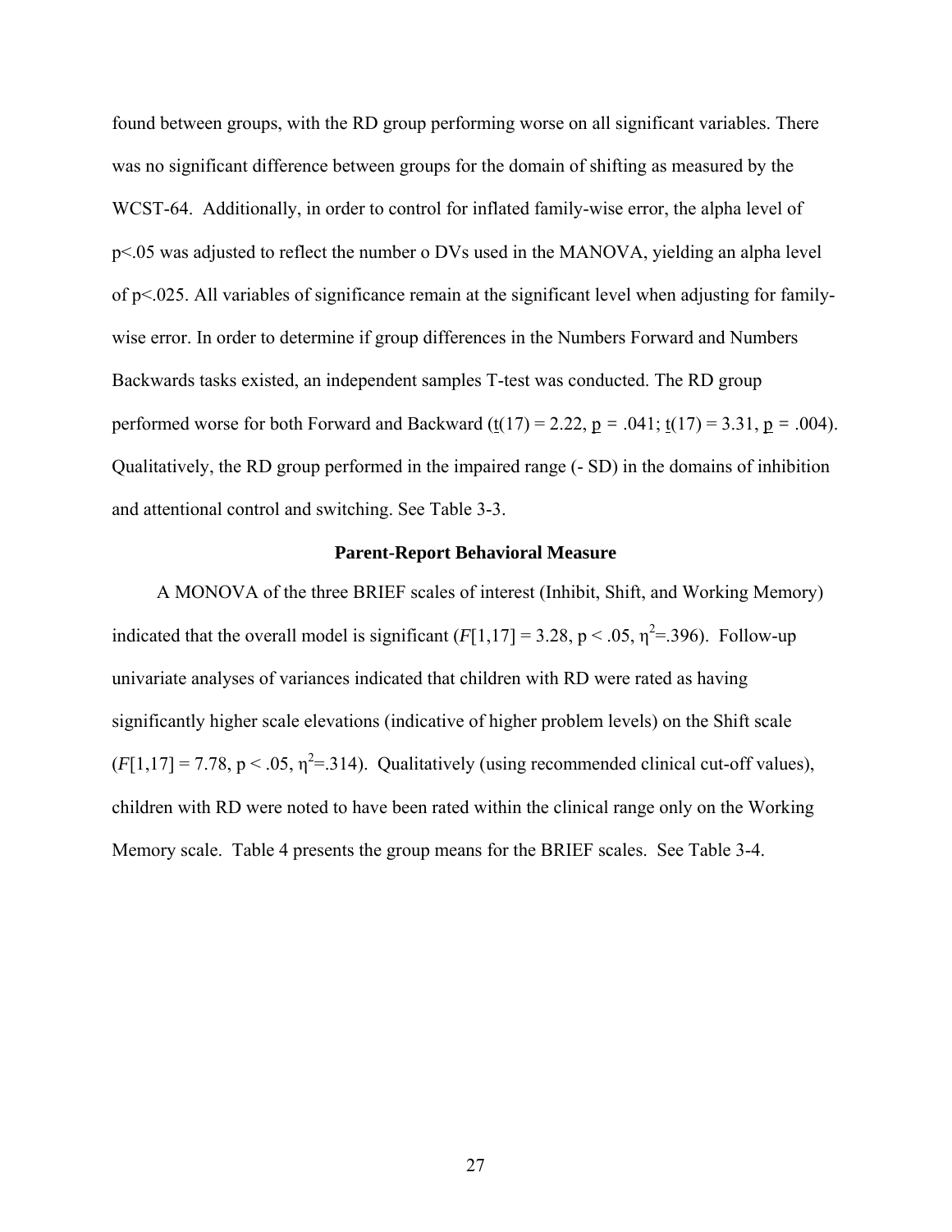found between groups, with the RD group performing worse on all significant variables. There was no significant difference between groups for the domain of shifting as measured by the WCST-64. Additionally, in order to control for inflated family-wise error, the alpha level of $p<.05$ was adjusted to reflect the number o DVs used in the MANOVA, yielding an alpha level of $p<.025$. All variables of significance remain at the significant level when adjusting for family-wise error. In order to determine if group differences in the Numbers Forward and Numbers Backwards tasks existed, an independent samples T-test was conducted. The RD group performed worse for both Forward and Backward ($t(17) = 2.22$, $p = .041$; $t(17) = 3.31$, $p = .004$). Qualitatively, the RD group performed in the impaired range (- SD) in the domains of inhibition and attentional control and switching. See Table 3-3.

### Parent-Report Behavioral Measure

A MONOVA of the three BRIEF scales of interest (Inhibit, Shift, and Working Memory) indicated that the overall model is significant ($F[1,17] = 3.28$, $p < .05$, $\eta^2=.396$). Follow-up univariate analyses of variances indicated that children with RD were rated as having significantly higher scale elevations (indicative of higher problem levels) on the Shift scale ($F[1,17] = 7.78$, $p < .05$, $\eta^2=.314$). Qualitatively (using recommended clinical cut-off values), children with RD were noted to have been rated within the clinical range only on the Working Memory scale. Table 4 presents the group means for the BRIEF scales. See Table 3-4.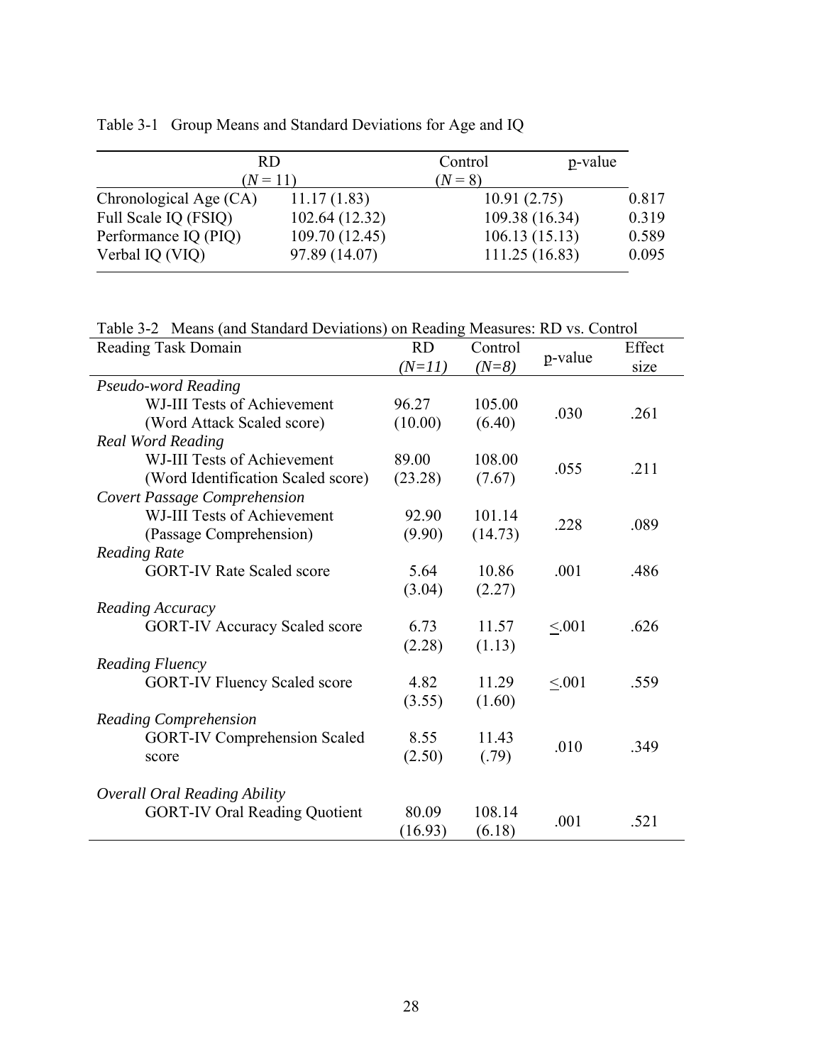Table 3-1 Group Means and Standard Deviations for Age and IQ

| | RD ($N = 11$) | Control ($N = 8$) | p-value |
|---|---|---|---|
| Chronological Age (CA) | 11.17 (1.83) | 10.91 (2.75) | 0.817 |
| Full Scale IQ (FSIQ) | 102.64 (12.32) | 109.38 (16.34) | 0.319 |
| Performance IQ (PIQ) | 109.70 (12.45) | 106.13 (15.13) | 0.589 |
| Verbal IQ (VIQ) | 97.89 (14.07) | 111.25 (16.83) | 0.095 |

Table 3-2 Means (and Standard Deviations) on Reading Measures: RD vs. Control

| Reading Task Domain | RD (*N=11*) | Control (*N=8*) | p-value | Effect size |
|---|---|---|---|---|
| *Pseudo-word Reading* | | | | |
| WJ-III Tests of Achievement (Word Attack Scaled score) | 96.27 (10.00) | 105.00 (6.40) | .030 | .261 |
| *Real Word Reading* | | | | |
| WJ-III Tests of Achievement (Word Identification Scaled score) | 89.00 (23.28) | 108.00 (7.67) | .055 | .211 |
| *Covert Passage Comprehension* | | | | |
| WJ-III Tests of Achievement (Passage Comprehension) | 92.90 (9.90) | 101.14 (14.73) | .228 | .089 |
| *Reading Rate* | | | | |
| GORT-IV Rate Scaled score | 5.64 (3.04) | 10.86 (2.27) | .001 | .486 |
| *Reading Accuracy* | | | | |
| GORT-IV Accuracy Scaled score | 6.73 (2.28) | 11.57 (1.13) | $\leq$.001 | .626 |
| *Reading Fluency* | | | | |
| GORT-IV Fluency Scaled score | 4.82 (3.55) | 11.29 (1.60) | $\leq$.001 | .559 |
| *Reading Comprehension* | | | | |
| GORT-IV Comprehension Scaled score | 8.55 (2.50) | 11.43 (.79) | .010 | .349 |
| *Overall Oral Reading Ability* | | | | |
| GORT-IV Oral Reading Quotient | 80.09 (16.93) | 108.14 (6.18) | .001 | .521 |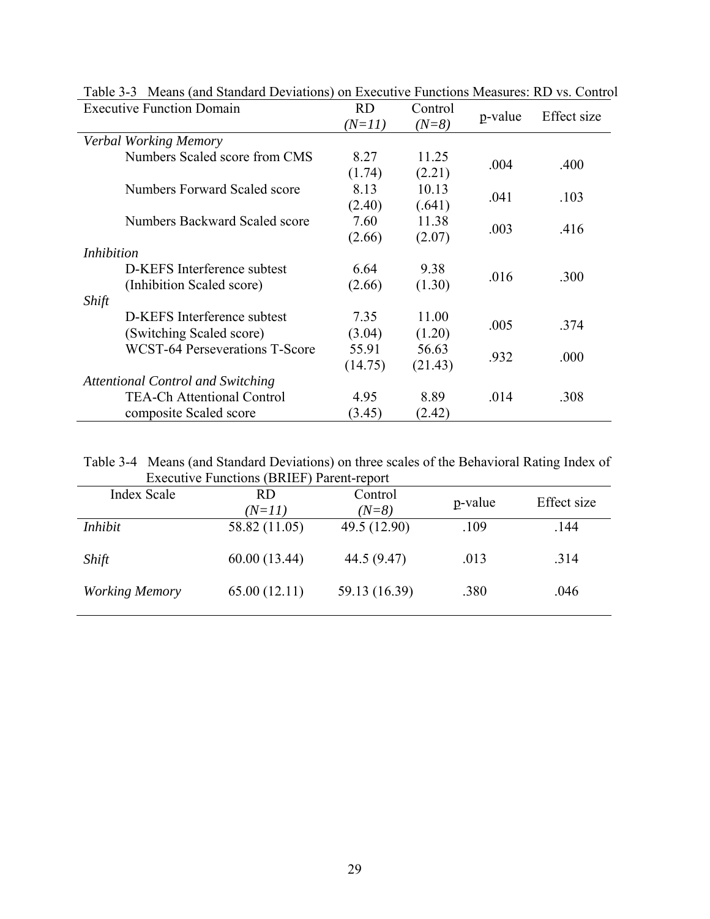Table 3-3 Means (and Standard Deviations) on Executive Functions Measures: RD vs. Control

| Executive Function Domain | RD *(N=11)* | Control *(N=8)* | p-value | Effect size |
|---|---|---|---|---|
| *Verbal Working Memory* | | | | |
| Numbers Scaled score from CMS | 8.27 (1.74) | 11.25 (2.21) | .004 | .400 |
| Numbers Forward Scaled score | 8.13 (2.40) | 10.13 (.641) | .041 | .103 |
| Numbers Backward Scaled score | 7.60 (2.66) | 11.38 (2.07) | .003 | .416 |
| *Inhibition* | | | | |
| D-KEFS Interference subtest (Inhibition Scaled score) | 6.64 (2.66) | 9.38 (1.30) | .016 | .300 |
| *Shift* | | | | |
| D-KEFS Interference subtest (Switching Scaled score) | 7.35 (3.04) | 11.00 (1.20) | .005 | .374 |
| WCST-64 Perseverations T-Score | 55.91 (14.75) | 56.63 (21.43) | .932 | .000 |
| *Attentional Control and Switching* | | | | |
| TEA-Ch Attentional Control composite Scaled score | 4.95 (3.45) | 8.89 (2.42) | .014 | .308 |

Table 3-4 Means (and Standard Deviations) on three scales of the Behavioral Rating Index of Executive Functions (BRIEF) Parent-report

| Index Scale | RD *(N=11)* | Control *(N=8)* | p-value | Effect size |
|---|---|---|---|---|
| *Inhibit* | 58.82 (11.05) | 49.5 (12.90) | .109 | .144 |
| *Shift* | 60.00 (13.44) | 44.5 (9.47) | .013 | .314 |
| *Working Memory* | 65.00 (12.11) | 59.13 (16.39) | .380 | .046 |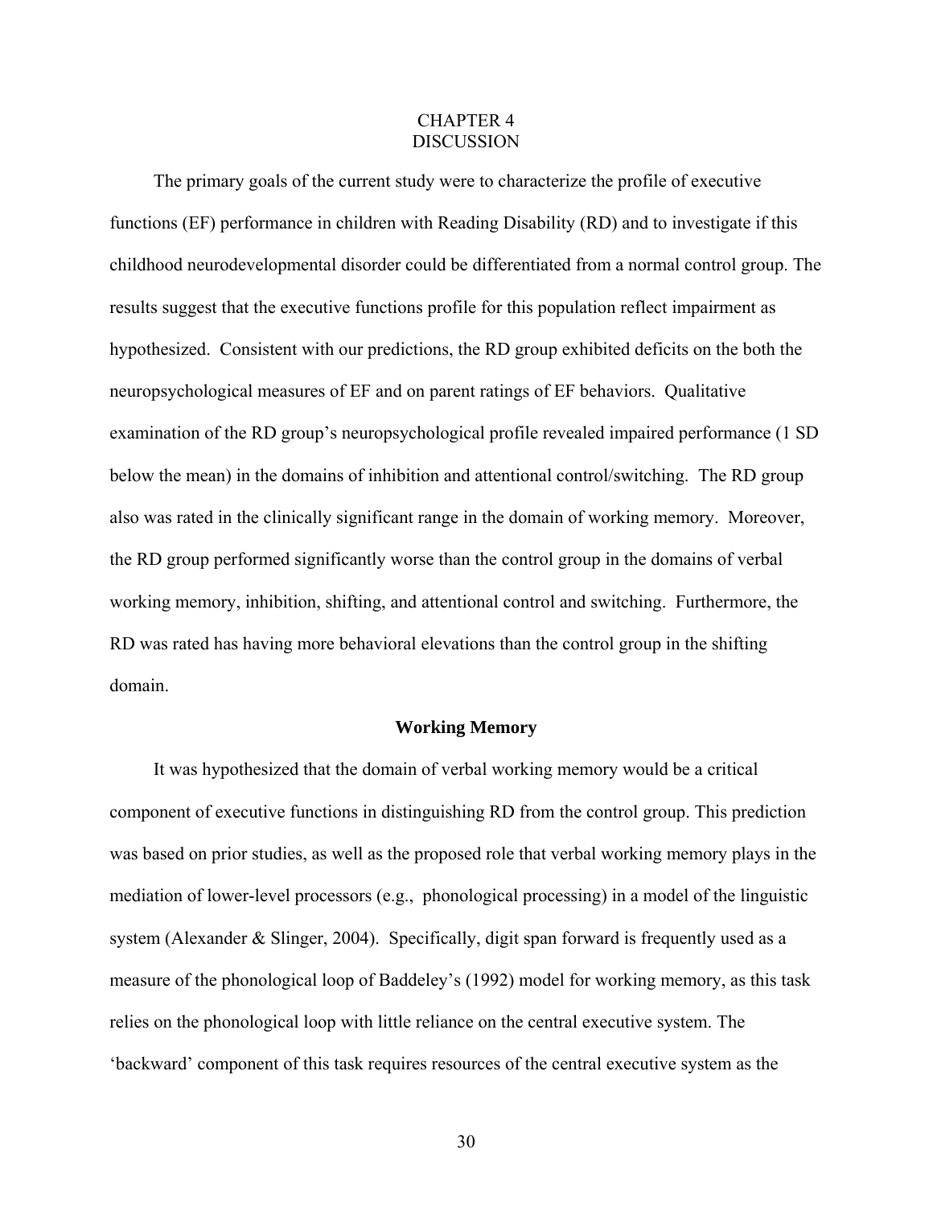# CHAPTER 4
# DISCUSSION

The primary goals of the current study were to characterize the profile of executive functions (EF) performance in children with Reading Disability (RD) and to investigate if this childhood neurodevelopmental disorder could be differentiated from a normal control group. The results suggest that the executive functions profile for this population reflect impairment as hypothesized. Consistent with our predictions, the RD group exhibited deficits on the both the neuropsychological measures of EF and on parent ratings of EF behaviors. Qualitative examination of the RD group's neuropsychological profile revealed impaired performance (1 SD below the mean) in the domains of inhibition and attentional control/switching. The RD group also was rated in the clinically significant range in the domain of working memory. Moreover, the RD group performed significantly worse than the control group in the domains of verbal working memory, inhibition, shifting, and attentional control and switching. Furthermore, the RD was rated has having more behavioral elevations than the control group in the shifting domain.

### Working Memory

It was hypothesized that the domain of verbal working memory would be a critical component of executive functions in distinguishing RD from the control group. This prediction was based on prior studies, as well as the proposed role that verbal working memory plays in the mediation of lower-level processors (e.g., phonological processing) in a model of the linguistic system (Alexander & Slinger, 2004). Specifically, digit span forward is frequently used as a measure of the phonological loop of Baddeley's (1992) model for working memory, as this task relies on the phonological loop with little reliance on the central executive system. The 'backward' component of this task requires resources of the central executive system as the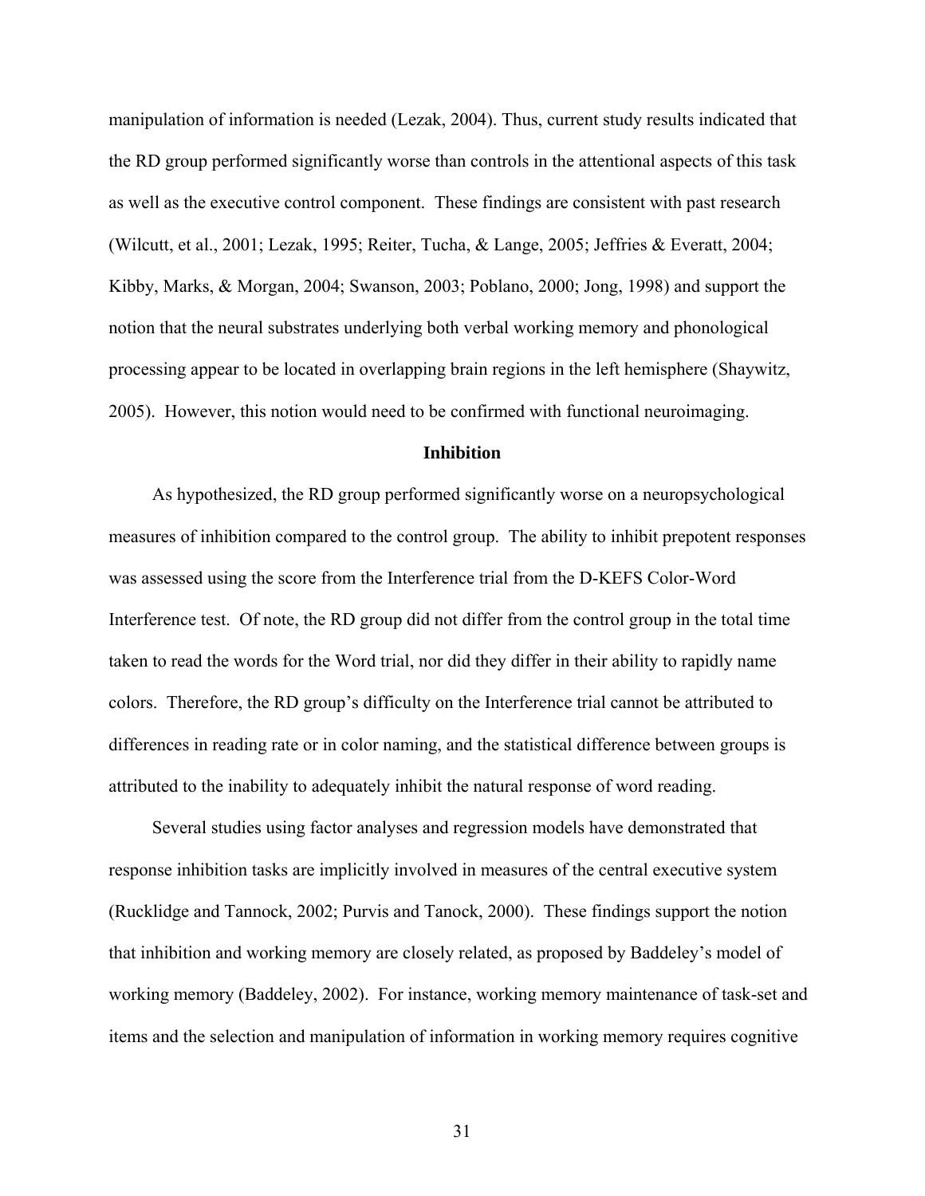manipulation of information is needed (Lezak, 2004). Thus, current study results indicated that the RD group performed significantly worse than controls in the attentional aspects of this task as well as the executive control component. These findings are consistent with past research (Wilcutt, et al., 2001; Lezak, 1995; Reiter, Tucha, & Lange, 2005; Jeffries & Everatt, 2004; Kibby, Marks, & Morgan, 2004; Swanson, 2003; Poblano, 2000; Jong, 1998) and support the notion that the neural substrates underlying both verbal working memory and phonological processing appear to be located in overlapping brain regions in the left hemisphere (Shaywitz, 2005). However, this notion would need to be confirmed with functional neuroimaging.

### Inhibition

As hypothesized, the RD group performed significantly worse on a neuropsychological measures of inhibition compared to the control group. The ability to inhibit prepotent responses was assessed using the score from the Interference trial from the D-KEFS Color-Word Interference test. Of note, the RD group did not differ from the control group in the total time taken to read the words for the Word trial, nor did they differ in their ability to rapidly name colors. Therefore, the RD group's difficulty on the Interference trial cannot be attributed to differences in reading rate or in color naming, and the statistical difference between groups is attributed to the inability to adequately inhibit the natural response of word reading.

Several studies using factor analyses and regression models have demonstrated that response inhibition tasks are implicitly involved in measures of the central executive system (Rucklidge and Tannock, 2002; Purvis and Tanock, 2000). These findings support the notion that inhibition and working memory are closely related, as proposed by Baddeley's model of working memory (Baddeley, 2002). For instance, working memory maintenance of task-set and items and the selection and manipulation of information in working memory requires cognitive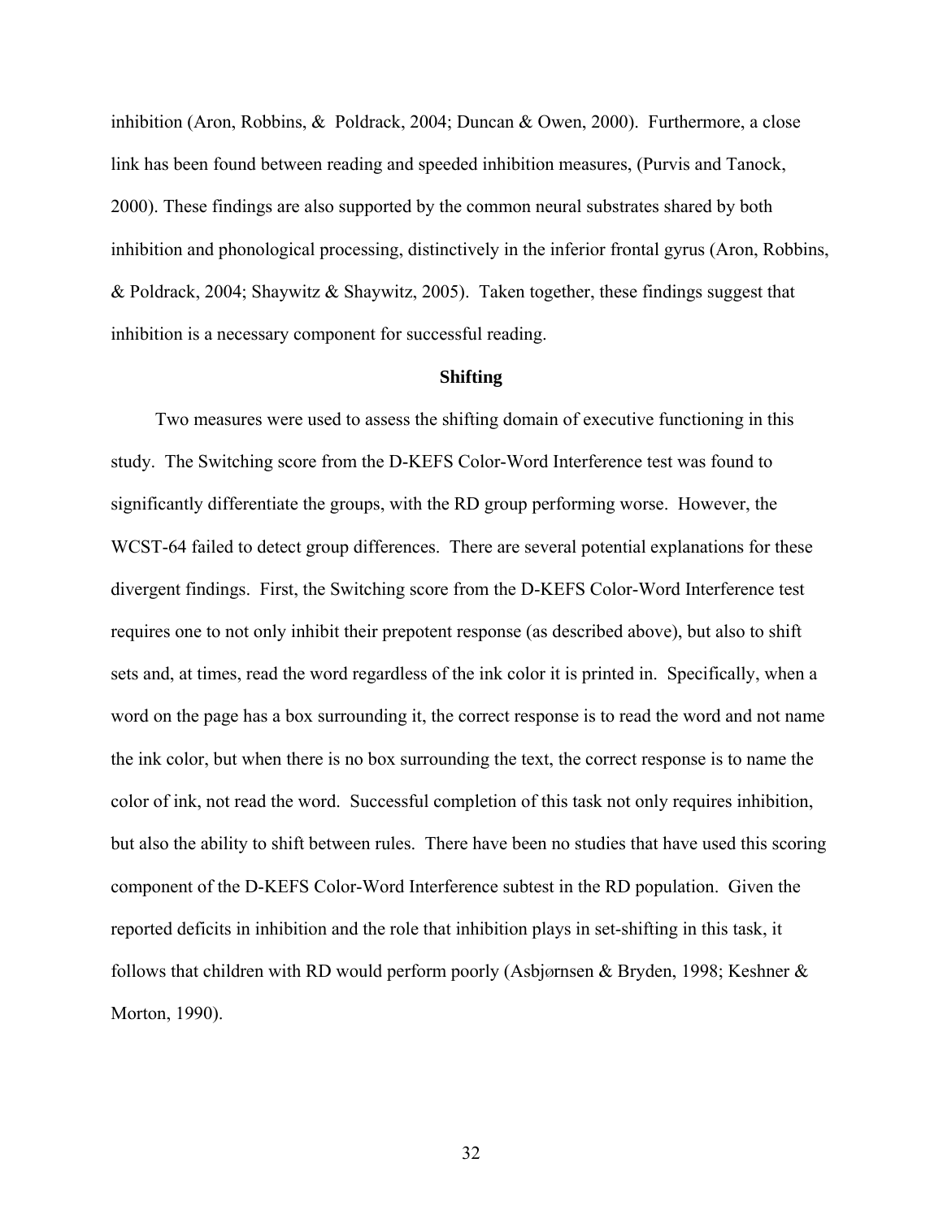inhibition (Aron, Robbins, & Poldrack, 2004; Duncan & Owen, 2000). Furthermore, a close link has been found between reading and speeded inhibition measures, (Purvis and Tanock, 2000). These findings are also supported by the common neural substrates shared by both inhibition and phonological processing, distinctively in the inferior frontal gyrus (Aron, Robbins, & Poldrack, 2004; Shaywitz & Shaywitz, 2005). Taken together, these findings suggest that inhibition is a necessary component for successful reading.

### Shifting

Two measures were used to assess the shifting domain of executive functioning in this study. The Switching score from the D-KEFS Color-Word Interference test was found to significantly differentiate the groups, with the RD group performing worse. However, the WCST-64 failed to detect group differences. There are several potential explanations for these divergent findings. First, the Switching score from the D-KEFS Color-Word Interference test requires one to not only inhibit their prepotent response (as described above), but also to shift sets and, at times, read the word regardless of the ink color it is printed in. Specifically, when a word on the page has a box surrounding it, the correct response is to read the word and not name the ink color, but when there is no box surrounding the text, the correct response is to name the color of ink, not read the word. Successful completion of this task not only requires inhibition, but also the ability to shift between rules. There have been no studies that have used this scoring component of the D-KEFS Color-Word Interference subtest in the RD population. Given the reported deficits in inhibition and the role that inhibition plays in set-shifting in this task, it follows that children with RD would perform poorly (Asbjørnsen & Bryden, 1998; Keshner & Morton, 1990).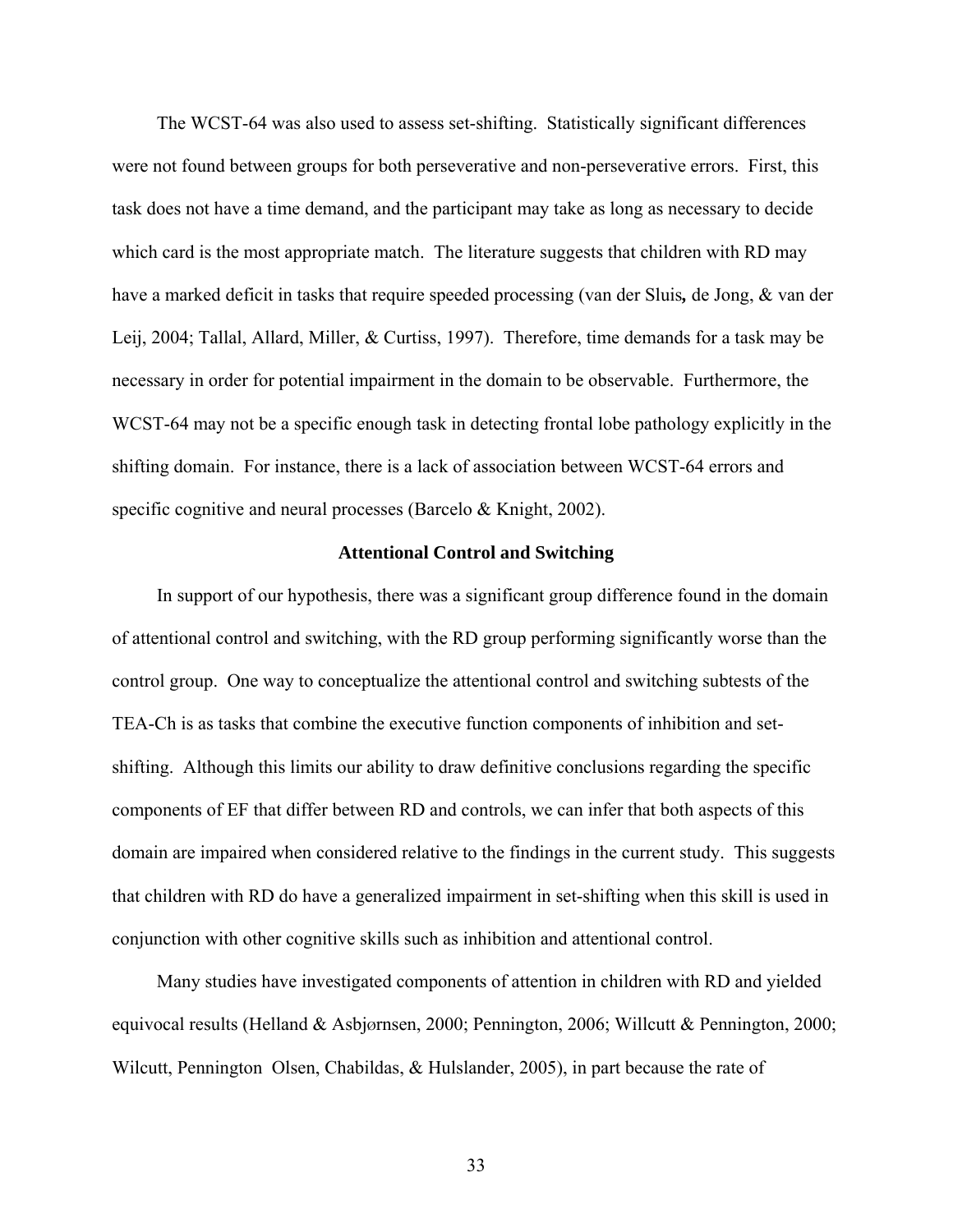The WCST-64 was also used to assess set-shifting. Statistically significant differences were not found between groups for both perseverative and non-perseverative errors. First, this task does not have a time demand, and the participant may take as long as necessary to decide which card is the most appropriate match. The literature suggests that children with RD may have a marked deficit in tasks that require speeded processing (van der Sluis**,** de Jong, & van der Leij, 2004; Tallal, Allard, Miller, & Curtiss, 1997). Therefore, time demands for a task may be necessary in order for potential impairment in the domain to be observable. Furthermore, the WCST-64 may not be a specific enough task in detecting frontal lobe pathology explicitly in the shifting domain. For instance, there is a lack of association between WCST-64 errors and specific cognitive and neural processes (Barcelo & Knight, 2002).

### Attentional Control and Switching

In support of our hypothesis, there was a significant group difference found in the domain of attentional control and switching, with the RD group performing significantly worse than the control group. One way to conceptualize the attentional control and switching subtests of the TEA-Ch is as tasks that combine the executive function components of inhibition and set-shifting. Although this limits our ability to draw definitive conclusions regarding the specific components of EF that differ between RD and controls, we can infer that both aspects of this domain are impaired when considered relative to the findings in the current study. This suggests that children with RD do have a generalized impairment in set-shifting when this skill is used in conjunction with other cognitive skills such as inhibition and attentional control.

Many studies have investigated components of attention in children with RD and yielded equivocal results (Helland & Asbjørnsen, 2000; Pennington, 2006; Willcutt & Pennington, 2000; Wilcutt, Pennington Olsen, Chabildas, & Hulslander, 2005), in part because the rate of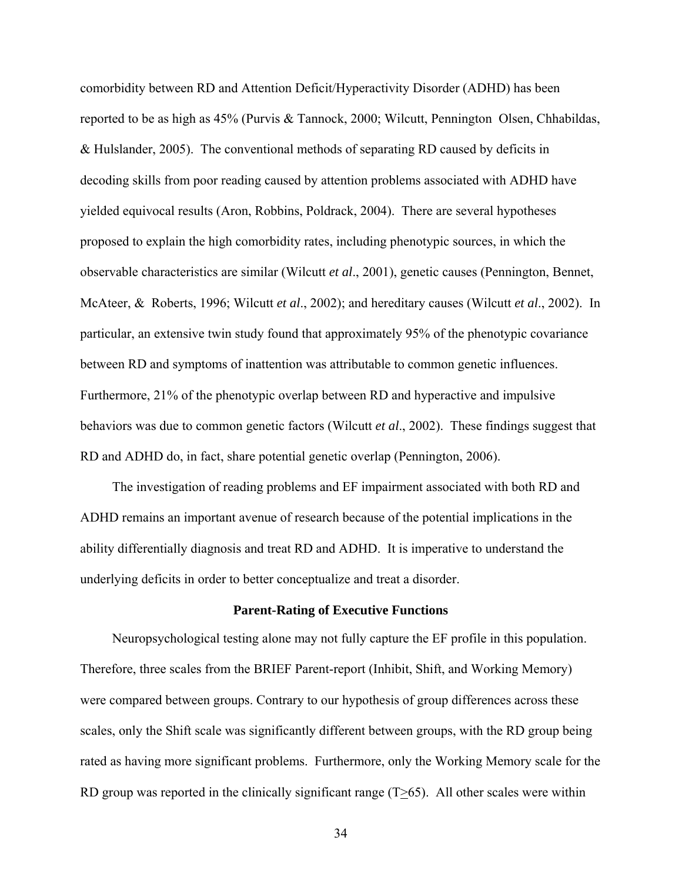comorbidity between RD and Attention Deficit/Hyperactivity Disorder (ADHD) has been reported to be as high as 45% (Purvis & Tannock, 2000; Wilcutt, Pennington Olsen, Chhabildas, & Hulslander, 2005). The conventional methods of separating RD caused by deficits in decoding skills from poor reading caused by attention problems associated with ADHD have yielded equivocal results (Aron, Robbins, Poldrack, 2004). There are several hypotheses proposed to explain the high comorbidity rates, including phenotypic sources, in which the observable characteristics are similar (Wilcutt *et al*., 2001), genetic causes (Pennington, Bennet, McAteer, & Roberts, 1996; Wilcutt *et al*., 2002); and hereditary causes (Wilcutt *et al*., 2002). In particular, an extensive twin study found that approximately 95% of the phenotypic covariance between RD and symptoms of inattention was attributable to common genetic influences. Furthermore, 21% of the phenotypic overlap between RD and hyperactive and impulsive behaviors was due to common genetic factors (Wilcutt *et al*., 2002). These findings suggest that RD and ADHD do, in fact, share potential genetic overlap (Pennington, 2006).

The investigation of reading problems and EF impairment associated with both RD and ADHD remains an important avenue of research because of the potential implications in the ability differentially diagnosis and treat RD and ADHD. It is imperative to understand the underlying deficits in order to better conceptualize and treat a disorder.

### Parent-Rating of Executive Functions

Neuropsychological testing alone may not fully capture the EF profile in this population. Therefore, three scales from the BRIEF Parent-report (Inhibit, Shift, and Working Memory) were compared between groups. Contrary to our hypothesis of group differences across these scales, only the Shift scale was significantly different between groups, with the RD group being rated as having more significant problems. Furthermore, only the Working Memory scale for the RD group was reported in the clinically significant range ($T \geq 65$). All other scales were within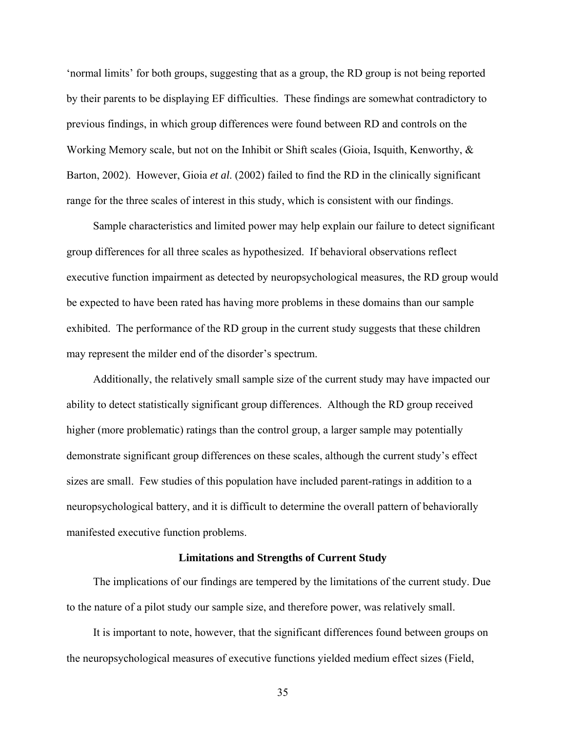'normal limits' for both groups, suggesting that as a group, the RD group is not being reported by their parents to be displaying EF difficulties. These findings are somewhat contradictory to previous findings, in which group differences were found between RD and controls on the Working Memory scale, but not on the Inhibit or Shift scales (Gioia, Isquith, Kenworthy, & Barton, 2002). However, Gioia *et al*. (2002) failed to find the RD in the clinically significant range for the three scales of interest in this study, which is consistent with our findings.

Sample characteristics and limited power may help explain our failure to detect significant group differences for all three scales as hypothesized. If behavioral observations reflect executive function impairment as detected by neuropsychological measures, the RD group would be expected to have been rated has having more problems in these domains than our sample exhibited. The performance of the RD group in the current study suggests that these children may represent the milder end of the disorder's spectrum.

Additionally, the relatively small sample size of the current study may have impacted our ability to detect statistically significant group differences. Although the RD group received higher (more problematic) ratings than the control group, a larger sample may potentially demonstrate significant group differences on these scales, although the current study's effect sizes are small. Few studies of this population have included parent-ratings in addition to a neuropsychological battery, and it is difficult to determine the overall pattern of behaviorally manifested executive function problems.

### Limitations and Strengths of Current Study

The implications of our findings are tempered by the limitations of the current study. Due to the nature of a pilot study our sample size, and therefore power, was relatively small.

It is important to note, however, that the significant differences found between groups on the neuropsychological measures of executive functions yielded medium effect sizes (Field,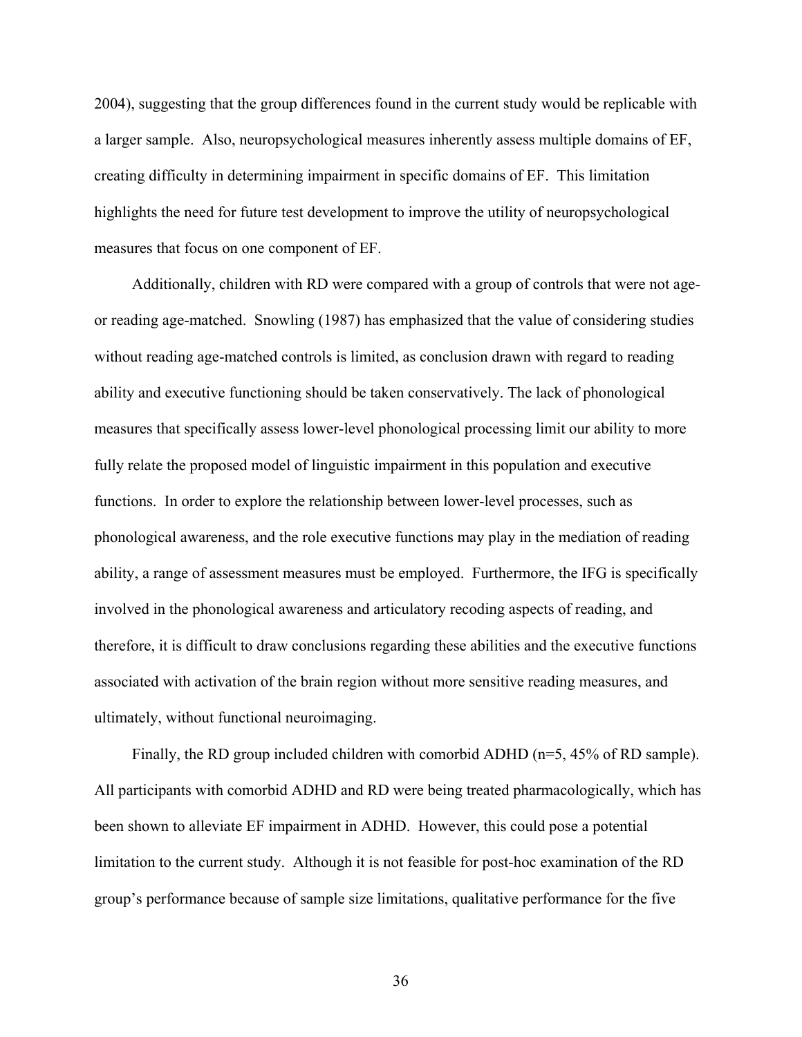2004), suggesting that the group differences found in the current study would be replicable with a larger sample. Also, neuropsychological measures inherently assess multiple domains of EF, creating difficulty in determining impairment in specific domains of EF. This limitation highlights the need for future test development to improve the utility of neuropsychological measures that focus on one component of EF.

Additionally, children with RD were compared with a group of controls that were not age- or reading age-matched. Snowling (1987) has emphasized that the value of considering studies without reading age-matched controls is limited, as conclusion drawn with regard to reading ability and executive functioning should be taken conservatively. The lack of phonological measures that specifically assess lower-level phonological processing limit our ability to more fully relate the proposed model of linguistic impairment in this population and executive functions. In order to explore the relationship between lower-level processes, such as phonological awareness, and the role executive functions may play in the mediation of reading ability, a range of assessment measures must be employed. Furthermore, the IFG is specifically involved in the phonological awareness and articulatory recoding aspects of reading, and therefore, it is difficult to draw conclusions regarding these abilities and the executive functions associated with activation of the brain region without more sensitive reading measures, and ultimately, without functional neuroimaging.

Finally, the RD group included children with comorbid ADHD (n=5, 45% of RD sample). All participants with comorbid ADHD and RD were being treated pharmacologically, which has been shown to alleviate EF impairment in ADHD. However, this could pose a potential limitation to the current study. Although it is not feasible for post-hoc examination of the RD group's performance because of sample size limitations, qualitative performance for the five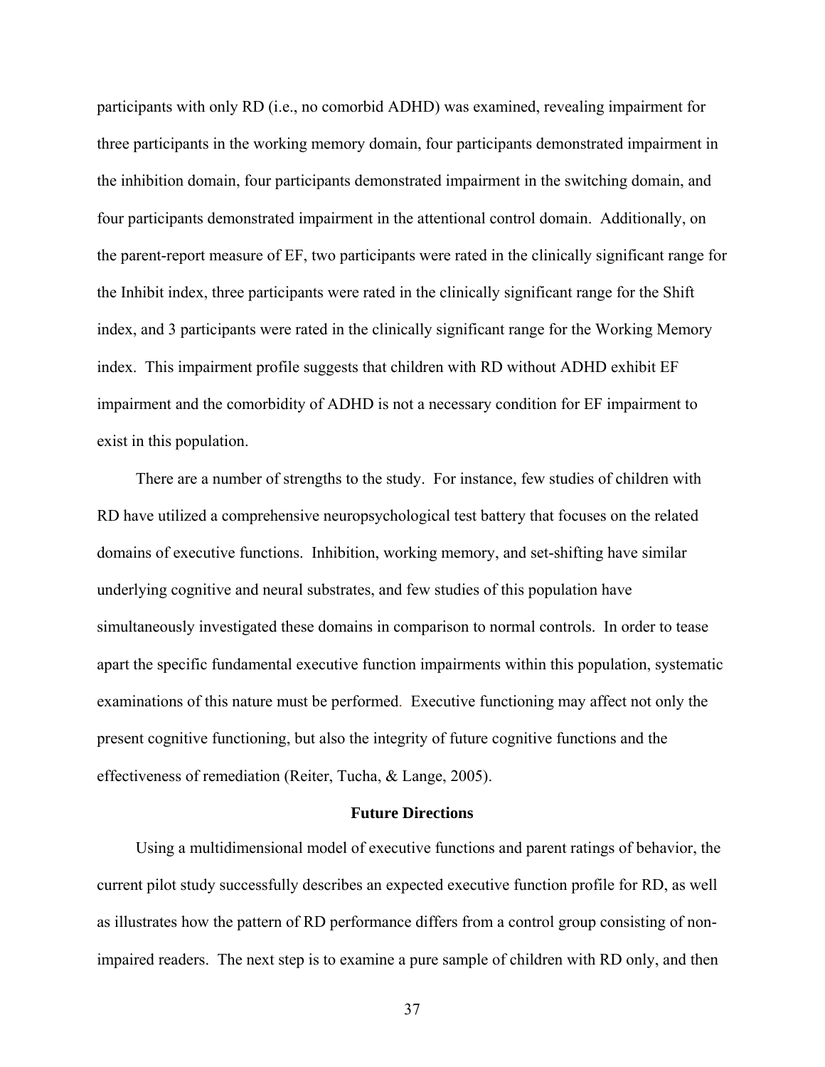participants with only RD (i.e., no comorbid ADHD) was examined, revealing impairment for three participants in the working memory domain, four participants demonstrated impairment in the inhibition domain, four participants demonstrated impairment in the switching domain, and four participants demonstrated impairment in the attentional control domain. Additionally, on the parent-report measure of EF, two participants were rated in the clinically significant range for the Inhibit index, three participants were rated in the clinically significant range for the Shift index, and 3 participants were rated in the clinically significant range for the Working Memory index. This impairment profile suggests that children with RD without ADHD exhibit EF impairment and the comorbidity of ADHD is not a necessary condition for EF impairment to exist in this population.

There are a number of strengths to the study. For instance, few studies of children with RD have utilized a comprehensive neuropsychological test battery that focuses on the related domains of executive functions. Inhibition, working memory, and set-shifting have similar underlying cognitive and neural substrates, and few studies of this population have simultaneously investigated these domains in comparison to normal controls. In order to tease apart the specific fundamental executive function impairments within this population, systematic examinations of this nature must be performed. Executive functioning may affect not only the present cognitive functioning, but also the integrity of future cognitive functions and the effectiveness of remediation (Reiter, Tucha, & Lange, 2005).

## Future Directions

Using a multidimensional model of executive functions and parent ratings of behavior, the current pilot study successfully describes an expected executive function profile for RD, as well as illustrates how the pattern of RD performance differs from a control group consisting of non-impaired readers. The next step is to examine a pure sample of children with RD only, and then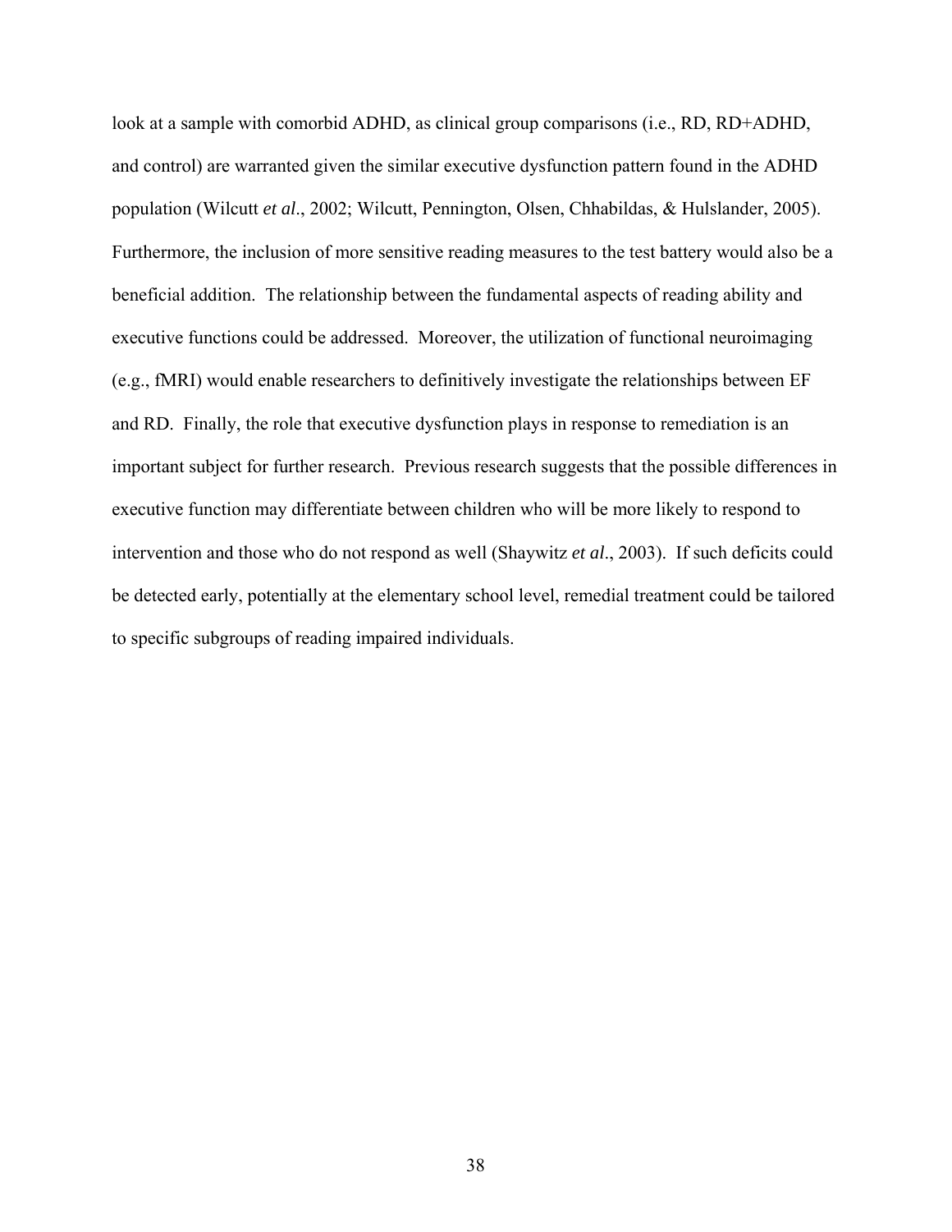look at a sample with comorbid ADHD, as clinical group comparisons (i.e., RD, RD+ADHD, and control) are warranted given the similar executive dysfunction pattern found in the ADHD population (Wilcutt *et al*., 2002; Wilcutt, Pennington, Olsen, Chhabildas, & Hulslander, 2005). Furthermore, the inclusion of more sensitive reading measures to the test battery would also be a beneficial addition. The relationship between the fundamental aspects of reading ability and executive functions could be addressed. Moreover, the utilization of functional neuroimaging (e.g., fMRI) would enable researchers to definitively investigate the relationships between EF and RD. Finally, the role that executive dysfunction plays in response to remediation is an important subject for further research. Previous research suggests that the possible differences in executive function may differentiate between children who will be more likely to respond to intervention and those who do not respond as well (Shaywitz *et al*., 2003). If such deficits could be detected early, potentially at the elementary school level, remedial treatment could be tailored to specific subgroups of reading impaired individuals.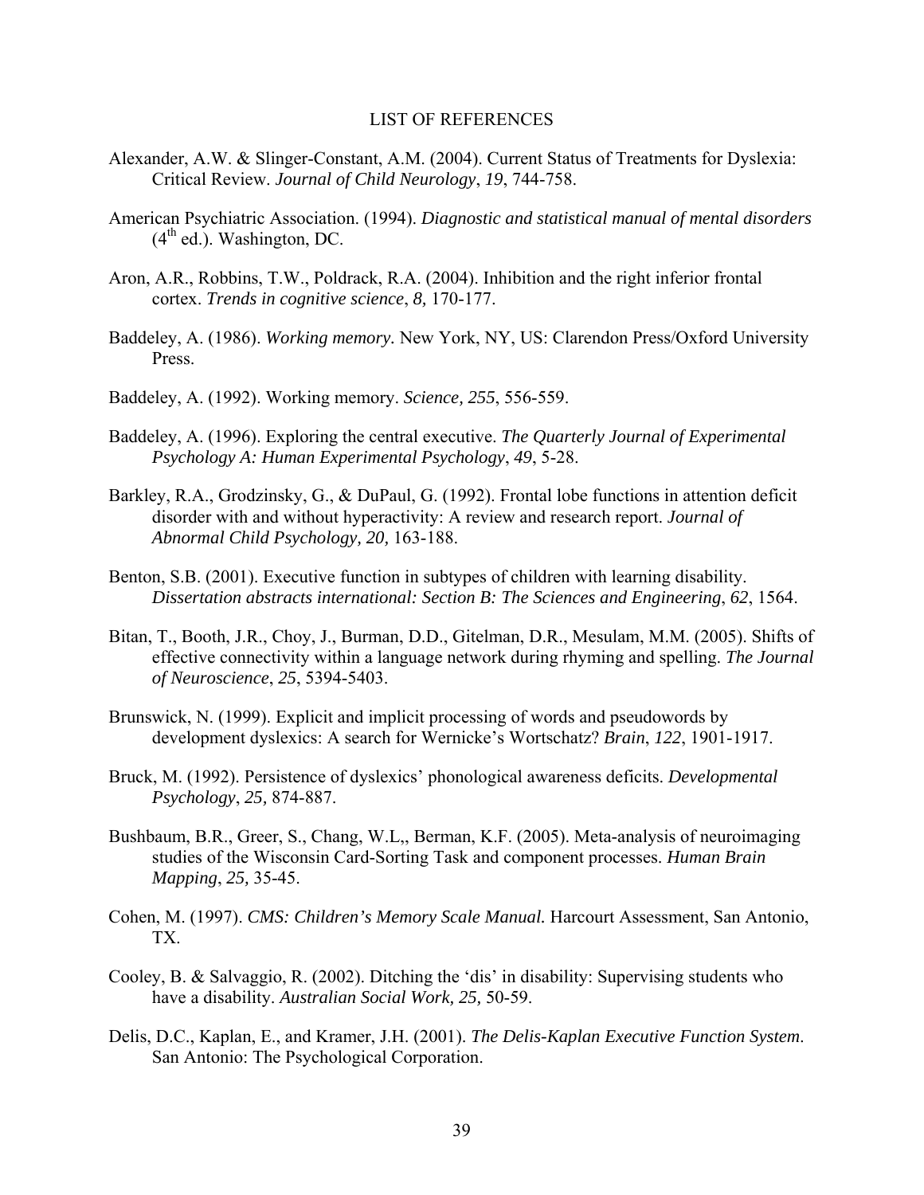# LIST OF REFERENCES

Alexander, A.W. & Slinger-Constant, A.M. (2004). Current Status of Treatments for Dyslexia: Critical Review. *Journal of Child Neurology*, *19*, 744-758.

American Psychiatric Association. (1994). *Diagnostic and statistical manual of mental disorders* (4th ed.). Washington, DC.

Aron, A.R., Robbins, T.W., Poldrack, R.A. (2004). Inhibition and the right inferior frontal cortex. *Trends in cognitive science*, *8,* 170-177.

Baddeley, A. (1986). *Working memory.* New York, NY, US: Clarendon Press/Oxford University Press.

Baddeley, A. (1992). Working memory. *Science, 255*, 556-559.

Baddeley, A. (1996). Exploring the central executive. *The Quarterly Journal of Experimental Psychology A: Human Experimental Psychology*, *49*, 5-28.

Barkley, R.A., Grodzinsky, G., & DuPaul, G. (1992). Frontal lobe functions in attention deficit disorder with and without hyperactivity: A review and research report. *Journal of Abnormal Child Psychology, 20,* 163-188.

Benton, S.B. (2001). Executive function in subtypes of children with learning disability. *Dissertation abstracts international: Section B: The Sciences and Engineering*, *62*, 1564.

Bitan, T., Booth, J.R., Choy, J., Burman, D.D., Gitelman, D.R., Mesulam, M.M. (2005). Shifts of effective connectivity within a language network during rhyming and spelling. *The Journal of Neuroscience*, *25*, 5394-5403.

Brunswick, N. (1999). Explicit and implicit processing of words and pseudowords by development dyslexics: A search for Wernicke's Wortschatz? *Brain*, *122*, 1901-1917.

Bruck, M. (1992). Persistence of dyslexics' phonological awareness deficits. *Developmental Psychology*, *25,* 874-887.

Bushbaum, B.R., Greer, S., Chang, W.L,, Berman, K.F. (2005). Meta-analysis of neuroimaging studies of the Wisconsin Card-Sorting Task and component processes. *Human Brain Mapping*, *25,* 35-45.

Cohen, M. (1997). *CMS: Children's Memory Scale Manual.* Harcourt Assessment, San Antonio, TX.

Cooley, B. & Salvaggio, R. (2002). Ditching the 'dis' in disability: Supervising students who have a disability. *Australian Social Work, 25,* 50-59.

Delis, D.C., Kaplan, E., and Kramer, J.H. (2001). *The Delis-Kaplan Executive Function System*. San Antonio: The Psychological Corporation.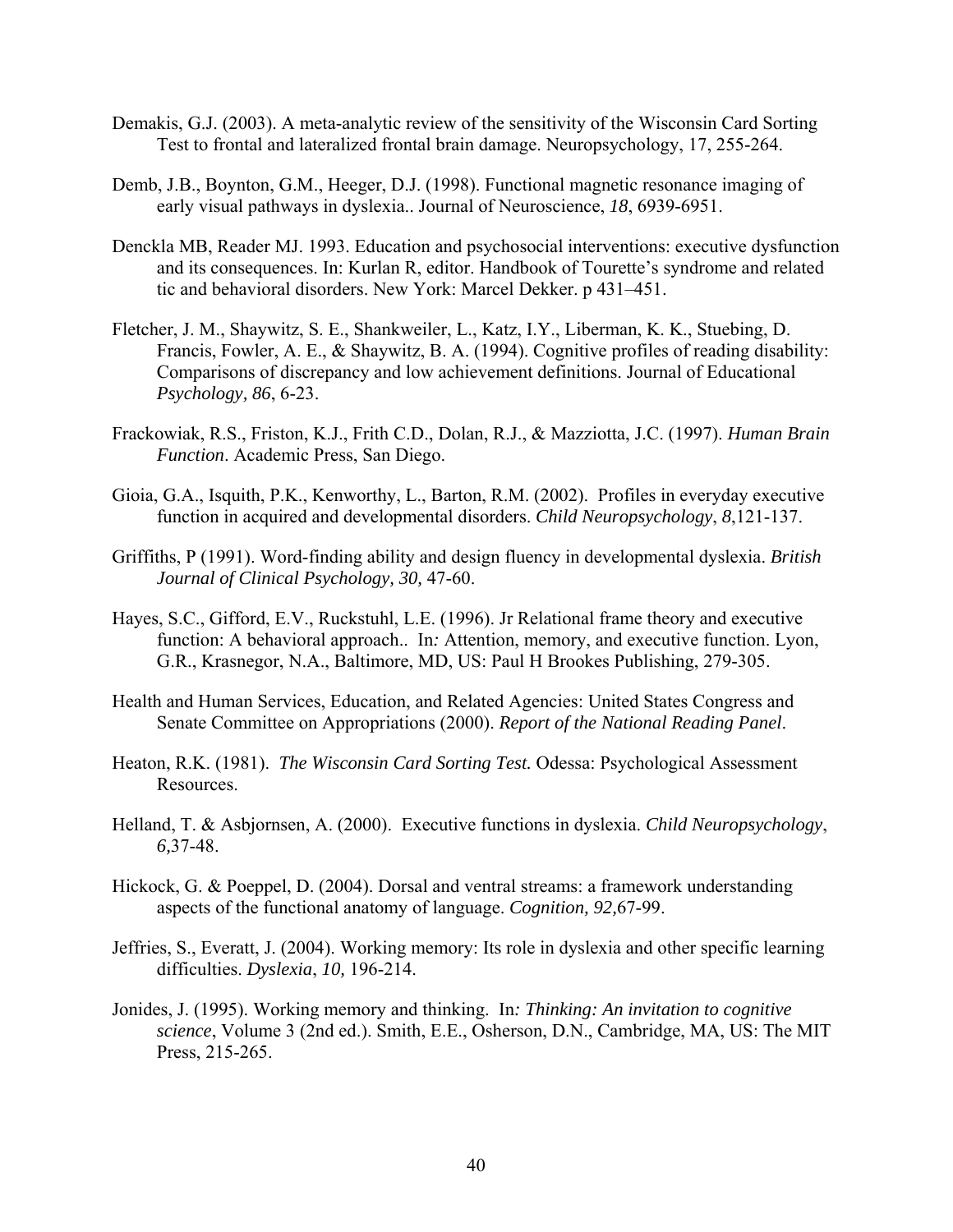Demakis, G.J. (2003). A meta-analytic review of the sensitivity of the Wisconsin Card Sorting Test to frontal and lateralized frontal brain damage. Neuropsychology, 17, 255-264.

Demb, J.B., Boynton, G.M., Heeger, D.J. (1998). Functional magnetic resonance imaging of early visual pathways in dyslexia.. Journal of Neuroscience, *18*, 6939-6951.

Denckla MB, Reader MJ. 1993. Education and psychosocial interventions: executive dysfunction and its consequences. In: Kurlan R, editor. Handbook of Tourette's syndrome and related tic and behavioral disorders. New York: Marcel Dekker. p 431–451.

Fletcher, J. M., Shaywitz, S. E., Shankweiler, L., Katz, I.Y., Liberman, K. K., Stuebing, D. Francis, Fowler, A. E., & Shaywitz, B. A. (1994). Cognitive profiles of reading disability: Comparisons of discrepancy and low achievement definitions. Journal of Educational *Psychology, 86*, 6-23.

Frackowiak, R.S., Friston, K.J., Frith C.D., Dolan, R.J., & Mazziotta, J.C. (1997). *Human Brain Function*. Academic Press, San Diego.

Gioia, G.A., Isquith, P.K., Kenworthy, L., Barton, R.M. (2002). Profiles in everyday executive function in acquired and developmental disorders. *Child Neuropsychology*, *8*,121-137.

Griffiths, P (1991). Word-finding ability and design fluency in developmental dyslexia. *British Journal of Clinical Psychology, 30,* 47-60.

Hayes, S.C., Gifford, E.V., Ruckstuhl, L.E. (1996). Jr Relational frame theory and executive function: A behavioral approach.. In*:* Attention, memory, and executive function. Lyon, G.R., Krasnegor, N.A., Baltimore, MD, US: Paul H Brookes Publishing, 279-305.

Health and Human Services, Education, and Related Agencies: United States Congress and Senate Committee on Appropriations (2000). *Report of the National Reading Panel*.

Heaton, R.K. (1981). *The Wisconsin Card Sorting Test.* Odessa: Psychological Assessment Resources.

Helland, T. & Asbjornsen, A. (2000). Executive functions in dyslexia. *Child Neuropsychology*, *6,*37-48.

Hickock, G. & Poeppel, D. (2004). Dorsal and ventral streams: a framework understanding aspects of the functional anatomy of language. *Cognition, 92,*67-99.

Jeffries, S., Everatt, J. (2004). Working memory: Its role in dyslexia and other specific learning difficulties. *Dyslexia*, *10,* 196-214.

Jonides, J. (1995). Working memory and thinking. In*: Thinking: An invitation to cognitive science*, Volume 3 (2nd ed.). Smith, E.E., Osherson, D.N., Cambridge, MA, US: The MIT Press, 215-265.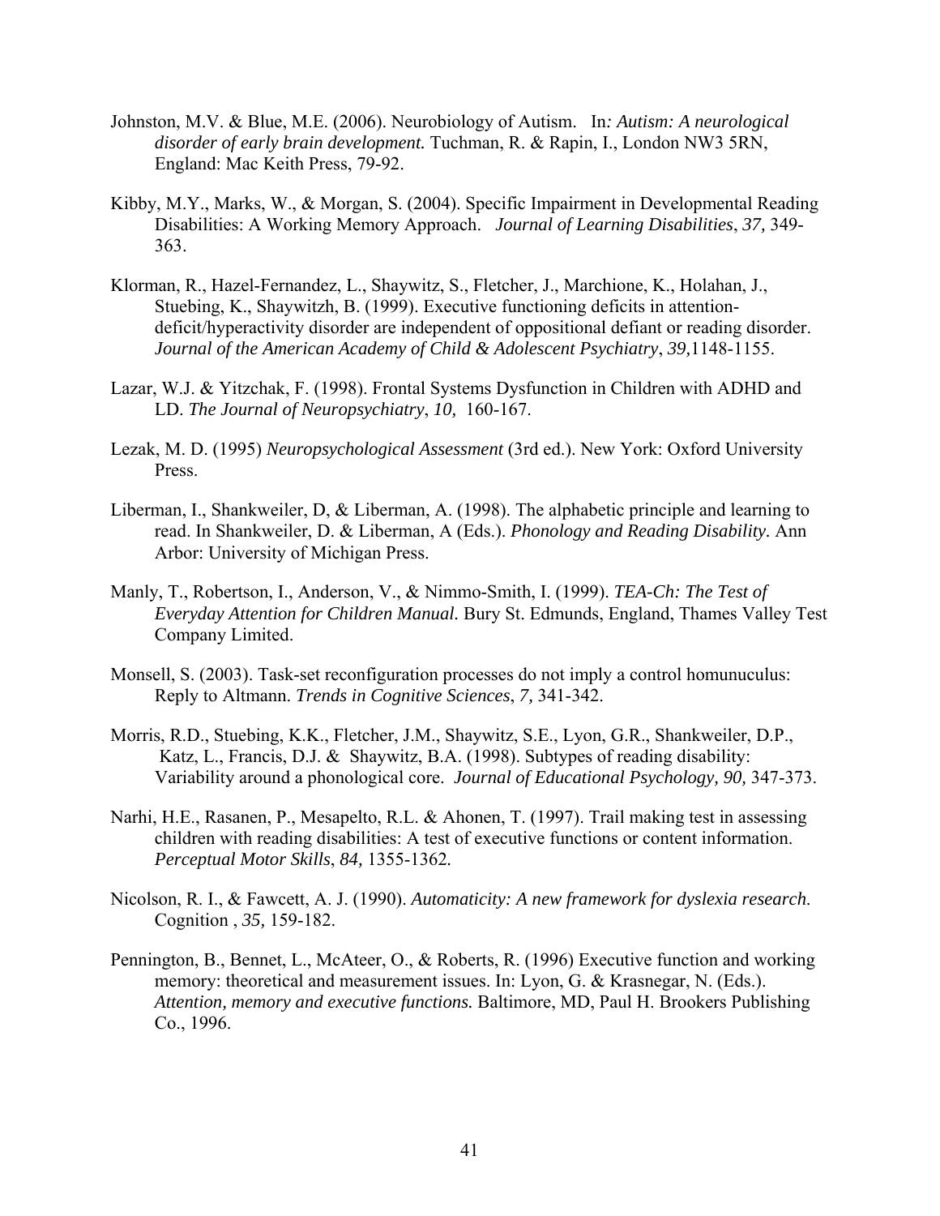Johnston, M.V. & Blue, M.E. (2006). Neurobiology of Autism. In*: Autism: A neurological disorder of early brain development.* Tuchman, R. & Rapin, I., London NW3 5RN, England: Mac Keith Press, 79-92.

Kibby, M.Y., Marks, W., & Morgan, S. (2004). Specific Impairment in Developmental Reading Disabilities: A Working Memory Approach. *Journal of Learning Disabilities*, *37,* 349-363.

Klorman, R., Hazel-Fernandez, L., Shaywitz, S., Fletcher, J., Marchione, K., Holahan, J., Stuebing, K., Shaywitzh, B. (1999). Executive functioning deficits in attention-deficit/hyperactivity disorder are independent of oppositional defiant or reading disorder. *Journal of the American Academy of Child & Adolescent Psychiatry*, *39,*1148-1155.

Lazar, W.J. & Yitzchak, F. (1998). Frontal Systems Dysfunction in Children with ADHD and LD. *The Journal of Neuropsychiatry*, *10,* 160-167.

Lezak, M. D. (1995) *Neuropsychological Assessment* (3rd ed.). New York: Oxford University Press.

Liberman, I., Shankweiler, D, & Liberman, A. (1998). The alphabetic principle and learning to read. In Shankweiler, D. & Liberman, A (Eds.). *Phonology and Reading Disability.* Ann Arbor: University of Michigan Press.

Manly, T., Robertson, I., Anderson, V., & Nimmo-Smith, I. (1999). *TEA-Ch: The Test of Everyday Attention for Children Manual.* Bury St. Edmunds, England, Thames Valley Test Company Limited.

Monsell, S. (2003). Task-set reconfiguration processes do not imply a control homunuculus: Reply to Altmann. *Trends in Cognitive Sciences*, *7,* 341-342.

Morris, R.D., Stuebing, K.K., Fletcher, J.M., Shaywitz, S.E., Lyon, G.R., Shankweiler, D.P., Katz, L., Francis, D.J. & Shaywitz, B.A. (1998). Subtypes of reading disability: Variability around a phonological core. *Journal of Educational Psychology, 90,* 347-373.

Narhi, H.E., Rasanen, P., Mesapelto, R.L. & Ahonen, T. (1997). Trail making test in assessing children with reading disabilities: A test of executive functions or content information. *Perceptual Motor Skills*, *84,* 1355-1362*.*

Nicolson, R. I., & Fawcett, A. J. (1990). *Automaticity: A new framework for dyslexia research.* Cognition , *35,* 159-182.

Pennington, B., Bennet, L., McAteer, O., & Roberts, R. (1996) Executive function and working memory: theoretical and measurement issues. In: Lyon, G. & Krasnegar, N. (Eds.). *Attention, memory and executive functions.* Baltimore, MD, Paul H. Brookers Publishing Co., 1996.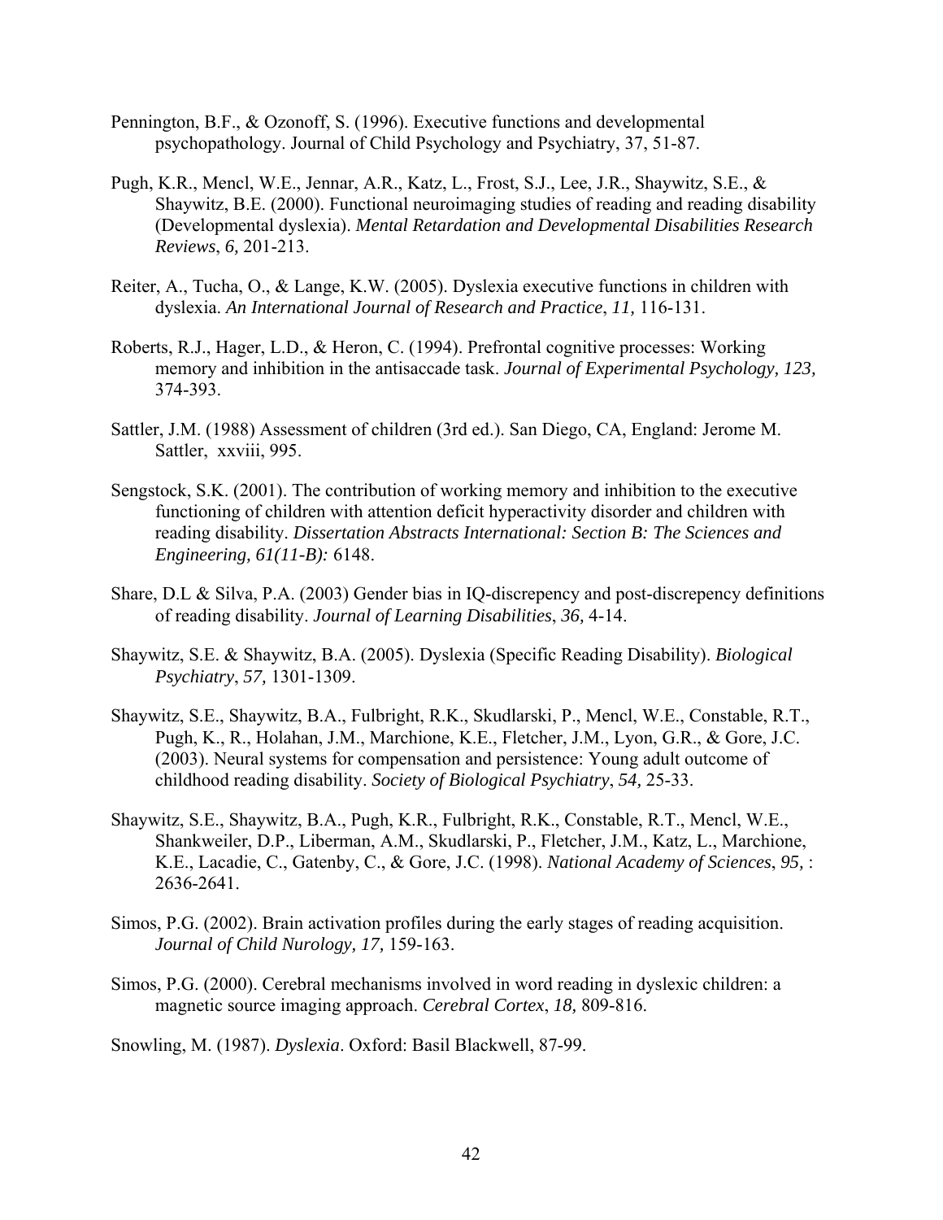Pennington, B.F., & Ozonoff, S. (1996). Executive functions and developmental psychopathology. Journal of Child Psychology and Psychiatry, 37, 51-87.

Pugh, K.R., Mencl, W.E., Jennar, A.R., Katz, L., Frost, S.J., Lee, J.R., Shaywitz, S.E., & Shaywitz, B.E. (2000). Functional neuroimaging studies of reading and reading disability (Developmental dyslexia). *Mental Retardation and Developmental Disabilities Research Reviews*, *6,* 201-213.

Reiter, A., Tucha, O., & Lange, K.W. (2005). Dyslexia executive functions in children with dyslexia. *An International Journal of Research and Practice*, *11,* 116-131.

Roberts, R.J., Hager, L.D., & Heron, C. (1994). Prefrontal cognitive processes: Working memory and inhibition in the antisaccade task. *Journal of Experimental Psychology, 123,* 374-393.

Sattler, J.M. (1988) Assessment of children (3rd ed.). San Diego, CA, England: Jerome M. Sattler, xxviii, 995.

Sengstock, S.K. (2001). The contribution of working memory and inhibition to the executive functioning of children with attention deficit hyperactivity disorder and children with reading disability. *Dissertation Abstracts International: Section B: The Sciences and Engineering, 61(11-B):* 6148.

Share, D.L & Silva, P.A. (2003) Gender bias in IQ-discrepency and post-discrepency definitions of reading disability. *Journal of Learning Disabilities*, *36,* 4-14.

Shaywitz, S.E. & Shaywitz, B.A. (2005). Dyslexia (Specific Reading Disability). *Biological Psychiatry*, *57,* 1301-1309.

Shaywitz, S.E., Shaywitz, B.A., Fulbright, R.K., Skudlarski, P., Mencl, W.E., Constable, R.T., Pugh, K., R., Holahan, J.M., Marchione, K.E., Fletcher, J.M., Lyon, G.R., & Gore, J.C. (2003). Neural systems for compensation and persistence: Young adult outcome of childhood reading disability. *Society of Biological Psychiatry*, *54,* 25-33.

Shaywitz, S.E., Shaywitz, B.A., Pugh, K.R., Fulbright, R.K., Constable, R.T., Mencl, W.E., Shankweiler, D.P., Liberman, A.M., Skudlarski, P., Fletcher, J.M., Katz, L., Marchione, K.E., Lacadie, C., Gatenby, C., & Gore, J.C. (1998). *National Academy of Sciences*, *95,* : 2636-2641.

Simos, P.G. (2002). Brain activation profiles during the early stages of reading acquisition. *Journal of Child Nurology, 17,* 159-163.

Simos, P.G. (2000). Cerebral mechanisms involved in word reading in dyslexic children: a magnetic source imaging approach. *Cerebral Cortex*, *18,* 809-816.

Snowling, M. (1987). *Dyslexia*. Oxford: Basil Blackwell, 87-99.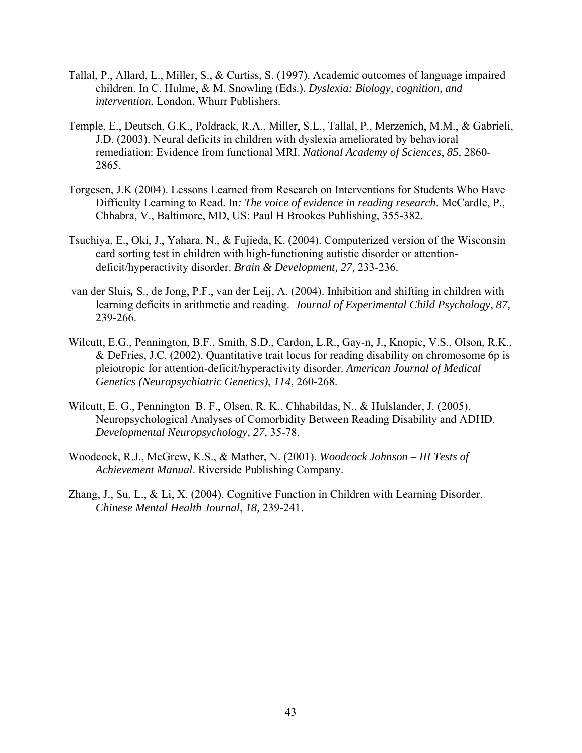Tallal, P., Allard, L., Miller, S., & Curtiss, S. (1997). Academic outcomes of language impaired children. In C. Hulme, & M. Snowling (Eds.), *Dyslexia: Biology, cognition, and intervention.* London, Whurr Publishers.

Temple, E., Deutsch, G.K., Poldrack, R.A., Miller, S.L., Tallal, P., Merzenich, M.M., & Gabrieli, J.D. (2003). Neural deficits in children with dyslexia ameliorated by behavioral remediation: Evidence from functional MRI. *National Academy of Sciences*, *85,* 2860-2865.

Torgesen, J.K (2004). Lessons Learned from Research on Interventions for Students Who Have Difficulty Learning to Read. In*: The voice of evidence in reading research*. McCardle, P., Chhabra, V., Baltimore, MD, US: Paul H Brookes Publishing, 355-382.

Tsuchiya, E., Oki, J., Yahara, N., & Fujieda, K. (2004). Computerized version of the Wisconsin card sorting test in children with high-functioning autistic disorder or attention-deficit/hyperactivity disorder. *Brain & Development, 27,* 233-236.

van der Sluis**,** S., de Jong, P.F., van der Leij, A. (2004). Inhibition and shifting in children with learning deficits in arithmetic and reading. *Journal of Experimental Child Psychology*, *87,* 239-266.

Wilcutt, E.G., Pennington, B.F., Smith, S.D., Cardon, L.R., Gay-n, J., Knopic, V.S., Olson, R.K., & DeFries, J.C. (2002). Quantitative trait locus for reading disability on chromosome 6p is pleiotropic for attention-deficit/hyperactivity disorder. *American Journal of Medical Genetics (Neuropsychiatric Genetics)*, *114*, 260-268.

Wilcutt, E. G., Pennington B. F., Olsen, R. K., Chhabildas, N., & Hulslander, J. (2005). Neuropsychological Analyses of Comorbidity Between Reading Disability and ADHD. *Developmental Neuropsychology, 27,* 35-78.

Woodcock, R.J., McGrew, K.S., & Mather, N. (2001). *Woodcock Johnson – III Tests of Achievement Manual*. Riverside Publishing Company.

Zhang, J., Su, L., & Li, X. (2004). Cognitive Function in Children with Learning Disorder. *Chinese Mental Health Journal*, *18,* 239-241.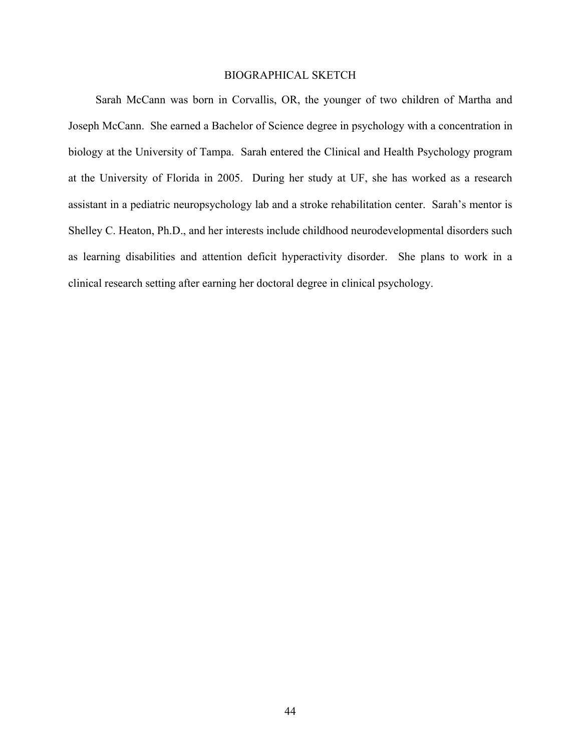# BIOGRAPHICAL SKETCH

Sarah McCann was born in Corvallis, OR, the younger of two children of Martha and Joseph McCann. She earned a Bachelor of Science degree in psychology with a concentration in biology at the University of Tampa. Sarah entered the Clinical and Health Psychology program at the University of Florida in 2005. During her study at UF, she has worked as a research assistant in a pediatric neuropsychology lab and a stroke rehabilitation center. Sarah's mentor is Shelley C. Heaton, Ph.D., and her interests include childhood neurodevelopmental disorders such as learning disabilities and attention deficit hyperactivity disorder. She plans to work in a clinical research setting after earning her doctoral degree in clinical psychology.